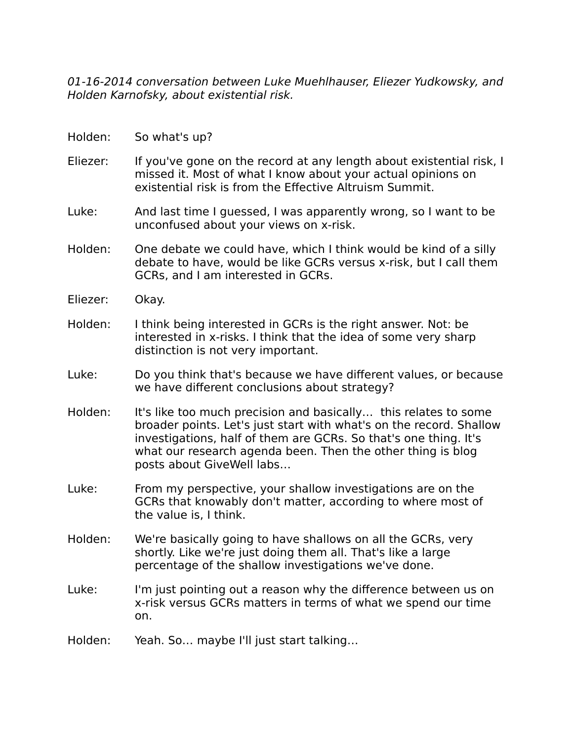*01-16-2014 conversation between Luke Muehlhauser, Eliezer Yudkowsky, and Holden Karnofsky, about existential risk.*

Holden: So what's up?

Eliezer: If you've gone on the record at any length about existential risk, I missed it. Most of what I know about your actual opinions on existential risk is from the Effective Altruism Summit.

Luke: And last time I guessed, I was apparently wrong, so I want to be unconfused about your views on x-risk.

Holden: One debate we could have, which I think would be kind of a silly debate to have, would be like GCRs versus x-risk, but I call them GCRs, and I am interested in GCRs.

Eliezer: Okay.

Holden: I think being interested in GCRs is the right answer. Not: be interested in x-risks. I think that the idea of some very sharp distinction is not very important.

Luke: Do you think that's because we have different values, or because we have different conclusions about strategy?

Holden: It's like too much precision and basically… this relates to some broader points. Let's just start with what's on the record. Shallow investigations, half of them are GCRs. So that's one thing. It's what our research agenda been. Then the other thing is blog posts about GiveWell labs…

Luke: From my perspective, your shallow investigations are on the GCRs that knowably don't matter, according to where most of the value is, I think.

Holden: We're basically going to have shallows on all the GCRs, very shortly. Like we're just doing them all. That's like a large percentage of the shallow investigations we've done.

Luke: I'm just pointing out a reason why the difference between us on x-risk versus GCRs matters in terms of what we spend our time on.

Holden: Yeah. So… maybe I'll just start talking…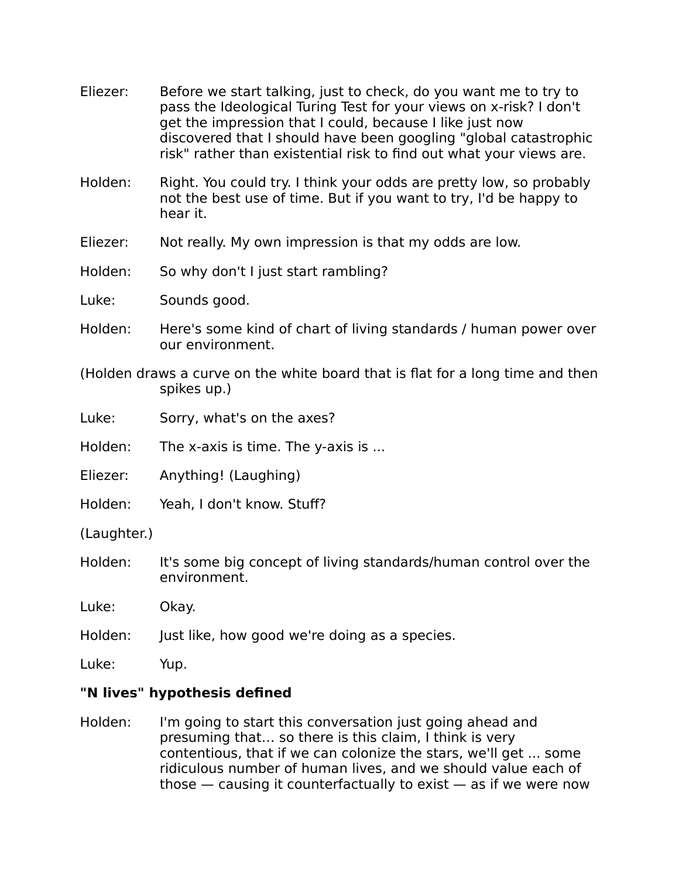Eliezer: Before we start talking, just to check, do you want me to try to pass the Ideological Turing Test for your views on x-risk? I don't get the impression that I could, because I like just now discovered that I should have been googling "global catastrophic risk" rather than existential risk to find out what your views are.

Holden: Right. You could try. I think your odds are pretty low, so probably not the best use of time. But if you want to try, I'd be happy to hear it.

Eliezer: Not really. My own impression is that my odds are low.

Holden: So why don't I just start rambling?

Luke: Sounds good.

Holden: Here's some kind of chart of living standards / human power over our environment.

(Holden draws a curve on the white board that is flat for a long time and then spikes up.)

Luke: Sorry, what's on the axes?

Holden: The x-axis is time. The y-axis is ...

Eliezer: Anything! (Laughing)

Holden: Yeah, I don't know. Stuff?

(Laughter.)

Holden: It's some big concept of living standards/human control over the environment.

Luke: Okay.

Holden: Just like, how good we're doing as a species.

Luke: Yup.

**"N lives" hypothesis defined**

Holden: I'm going to start this conversation just going ahead and presuming that… so there is this claim, I think is very contentious, that if we can colonize the stars, we'll get ... some ridiculous number of human lives, and we should value each of those — causing it counterfactually to exist — as if we were now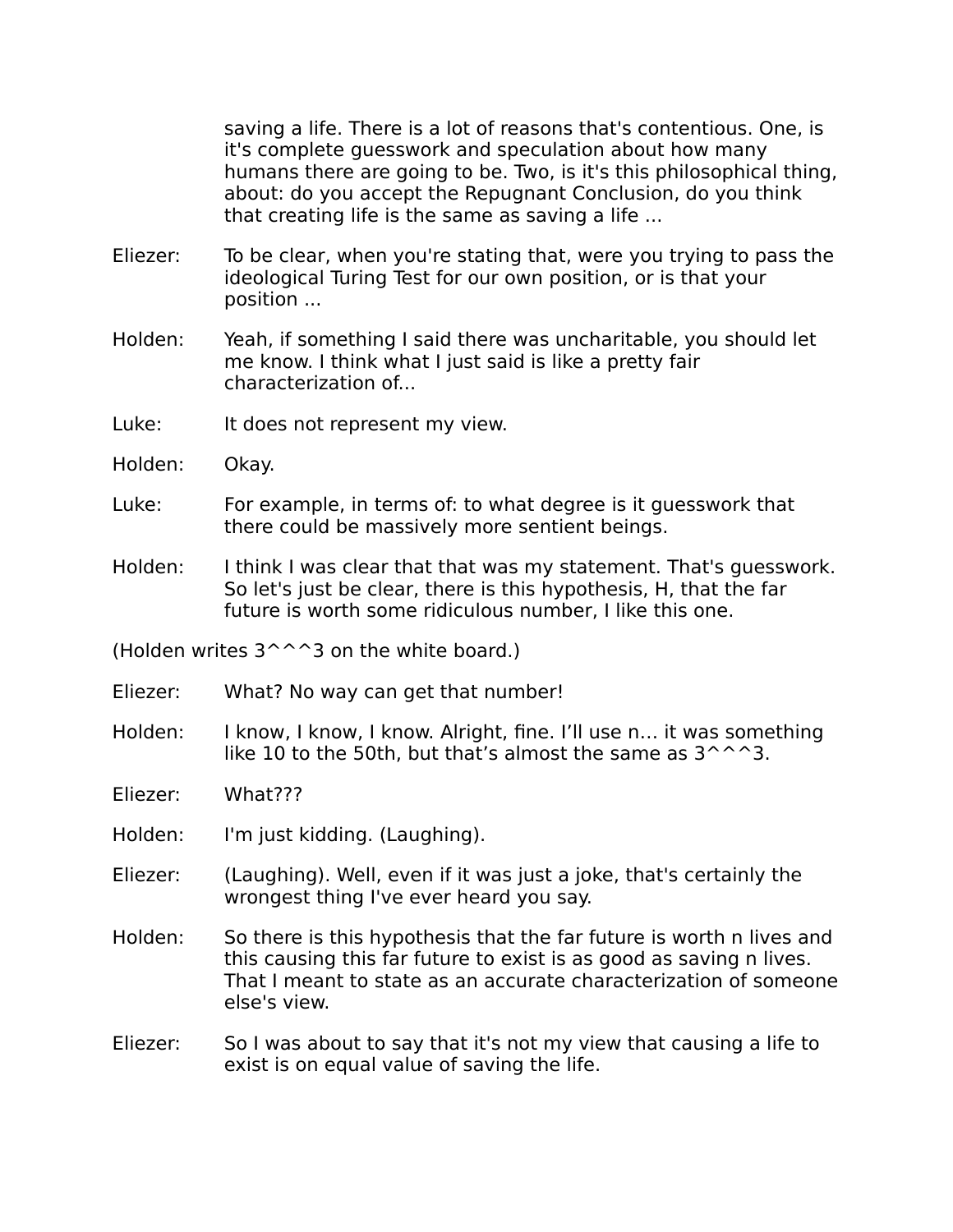saving a life. There is a lot of reasons that's contentious. One, is it's complete guesswork and speculation about how many humans there are going to be. Two, is it's this philosophical thing, about: do you accept the Repugnant Conclusion, do you think that creating life is the same as saving a life ...

**Eliezer:** To be clear, when you're stating that, were you trying to pass the ideological Turing Test for our own position, or is that your position ...

**Holden:** Yeah, if something I said there was uncharitable, you should let me know. I think what I just said is like a pretty fair characterization of...

**Luke:** It does not represent my view.

**Holden:** Okay.

**Luke:** For example, in terms of: to what degree is it guesswork that there could be massively more sentient beings.

**Holden:** I think I was clear that that was my statement. That's guesswork. So let's just be clear, there is this hypothesis, H, that the far future is worth some ridiculous number, I like this one.

(Holden writes 3^^^3 on the white board.)

**Eliezer:** What? No way can get that number!

**Holden:** I know, I know, I know. Alright, fine. I'll use n… it was something like 10 to the 50th, but that's almost the same as 3^^^3.

**Eliezer:** What???

**Holden:** I'm just kidding. (Laughing).

**Eliezer:** (Laughing). Well, even if it was just a joke, that's certainly the wrongest thing I've ever heard you say.

**Holden:** So there is this hypothesis that the far future is worth n lives and this causing this far future to exist is as good as saving n lives. That I meant to state as an accurate characterization of someone else's view.

**Eliezer:** So I was about to say that it's not my view that causing a life to exist is on equal value of saving the life.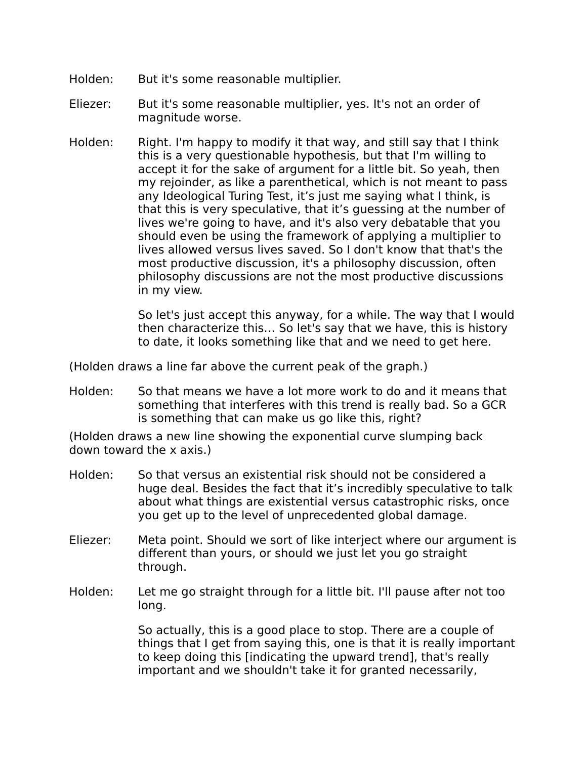Holden: But it's some reasonable multiplier.

Eliezer: But it's some reasonable multiplier, yes. It's not an order of magnitude worse.

Holden: Right. I'm happy to modify it that way, and still say that I think this is a very questionable hypothesis, but that I'm willing to accept it for the sake of argument for a little bit. So yeah, then my rejoinder, as like a parenthetical, which is not meant to pass any Ideological Turing Test, it's just me saying what I think, is that this is very speculative, that it's guessing at the number of lives we're going to have, and it's also very debatable that you should even be using the framework of applying a multiplier to lives allowed versus lives saved. So I don't know that that's the most productive discussion, it's a philosophy discussion, often philosophy discussions are not the most productive discussions in my view.

So let's just accept this anyway, for a while. The way that I would then characterize this… So let's say that we have, this is history to date, it looks something like that and we need to get here.

(Holden draws a line far above the current peak of the graph.)

Holden: So that means we have a lot more work to do and it means that something that interferes with this trend is really bad. So a GCR is something that can make us go like this, right?

(Holden draws a new line showing the exponential curve slumping back down toward the x axis.)

Holden: So that versus an existential risk should not be considered a huge deal. Besides the fact that it's incredibly speculative to talk about what things are existential versus catastrophic risks, once you get up to the level of unprecedented global damage.

Eliezer: Meta point. Should we sort of like interject where our argument is different than yours, or should we just let you go straight through.

Holden: Let me go straight through for a little bit. I'll pause after not too long.

So actually, this is a good place to stop. There are a couple of things that I get from saying this, one is that it is really important to keep doing this [indicating the upward trend], that's really important and we shouldn't take it for granted necessarily,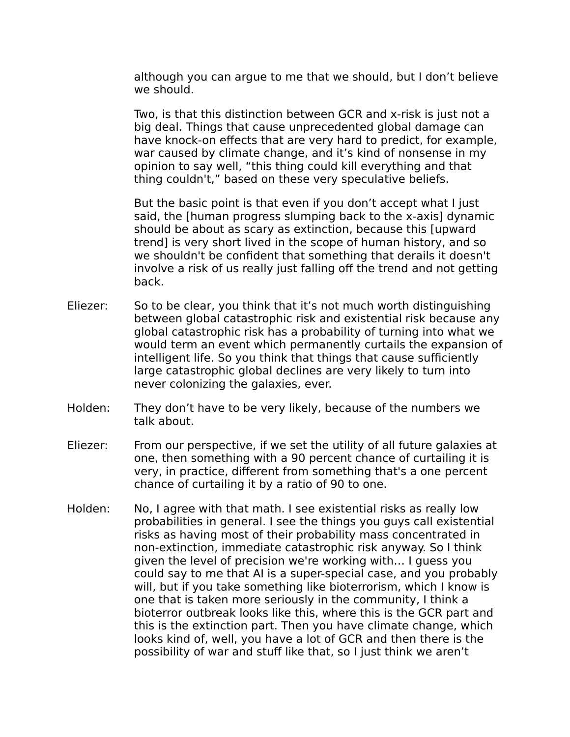although you can argue to me that we should, but I don't believe we should.

Two, is that this distinction between GCR and x-risk is just not a big deal. Things that cause unprecedented global damage can have knock-on effects that are very hard to predict, for example, war caused by climate change, and it's kind of nonsense in my opinion to say well, "this thing could kill everything and that thing couldn't," based on these very speculative beliefs.

But the basic point is that even if you don't accept what I just said, the [human progress slumping back to the x-axis] dynamic should be about as scary as extinction, because this [upward trend] is very short lived in the scope of human history, and so we shouldn't be confident that something that derails it doesn't involve a risk of us really just falling off the trend and not getting back.

Eliezer: So to be clear, you think that it's not much worth distinguishing between global catastrophic risk and existential risk because any global catastrophic risk has a probability of turning into what we would term an event which permanently curtails the expansion of intelligent life. So you think that things that cause sufficiently large catastrophic global declines are very likely to turn into never colonizing the galaxies, ever.

Holden: They don't have to be very likely, because of the numbers we talk about.

Eliezer: From our perspective, if we set the utility of all future galaxies at one, then something with a 90 percent chance of curtailing it is very, in practice, different from something that's a one percent chance of curtailing it by a ratio of 90 to one.

Holden: No, I agree with that math. I see existential risks as really low probabilities in general. I see the things you guys call existential risks as having most of their probability mass concentrated in non-extinction, immediate catastrophic risk anyway. So I think given the level of precision we're working with… I guess you could say to me that AI is a super-special case, and you probably will, but if you take something like bioterrorism, which I know is one that is taken more seriously in the community, I think a bioterror outbreak looks like this, where this is the GCR part and this is the extinction part. Then you have climate change, which looks kind of, well, you have a lot of GCR and then there is the possibility of war and stuff like that, so I just think we aren't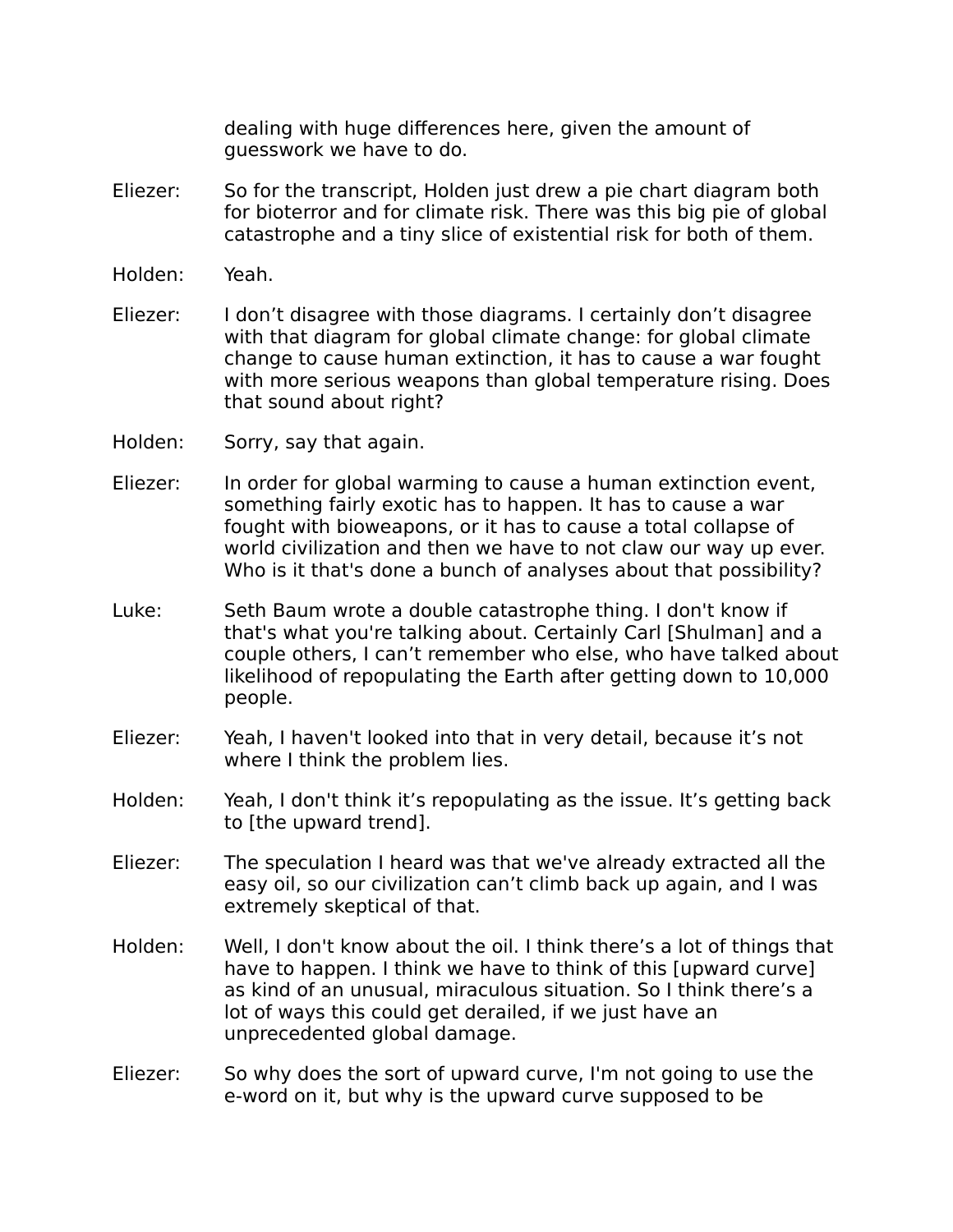dealing with huge differences here, given the amount of guesswork we have to do.

Eliezer: So for the transcript, Holden just drew a pie chart diagram both for bioterror and for climate risk. There was this big pie of global catastrophe and a tiny slice of existential risk for both of them.

Holden: Yeah.

Eliezer: I don't disagree with those diagrams. I certainly don't disagree with that diagram for global climate change: for global climate change to cause human extinction, it has to cause a war fought with more serious weapons than global temperature rising. Does that sound about right?

Holden: Sorry, say that again.

Eliezer: In order for global warming to cause a human extinction event, something fairly exotic has to happen. It has to cause a war fought with bioweapons, or it has to cause a total collapse of world civilization and then we have to not claw our way up ever. Who is it that's done a bunch of analyses about that possibility?

Luke: Seth Baum wrote a double catastrophe thing. I don't know if that's what you're talking about. Certainly Carl [Shulman] and a couple others, I can't remember who else, who have talked about likelihood of repopulating the Earth after getting down to 10,000 people.

Eliezer: Yeah, I haven't looked into that in very detail, because it's not where I think the problem lies.

Holden: Yeah, I don't think it's repopulating as the issue. It's getting back to [the upward trend].

Eliezer: The speculation I heard was that we've already extracted all the easy oil, so our civilization can't climb back up again, and I was extremely skeptical of that.

Holden: Well, I don't know about the oil. I think there's a lot of things that have to happen. I think we have to think of this [upward curve] as kind of an unusual, miraculous situation. So I think there's a lot of ways this could get derailed, if we just have an unprecedented global damage.

Eliezer: So why does the sort of upward curve, I'm not going to use the e-word on it, but why is the upward curve supposed to be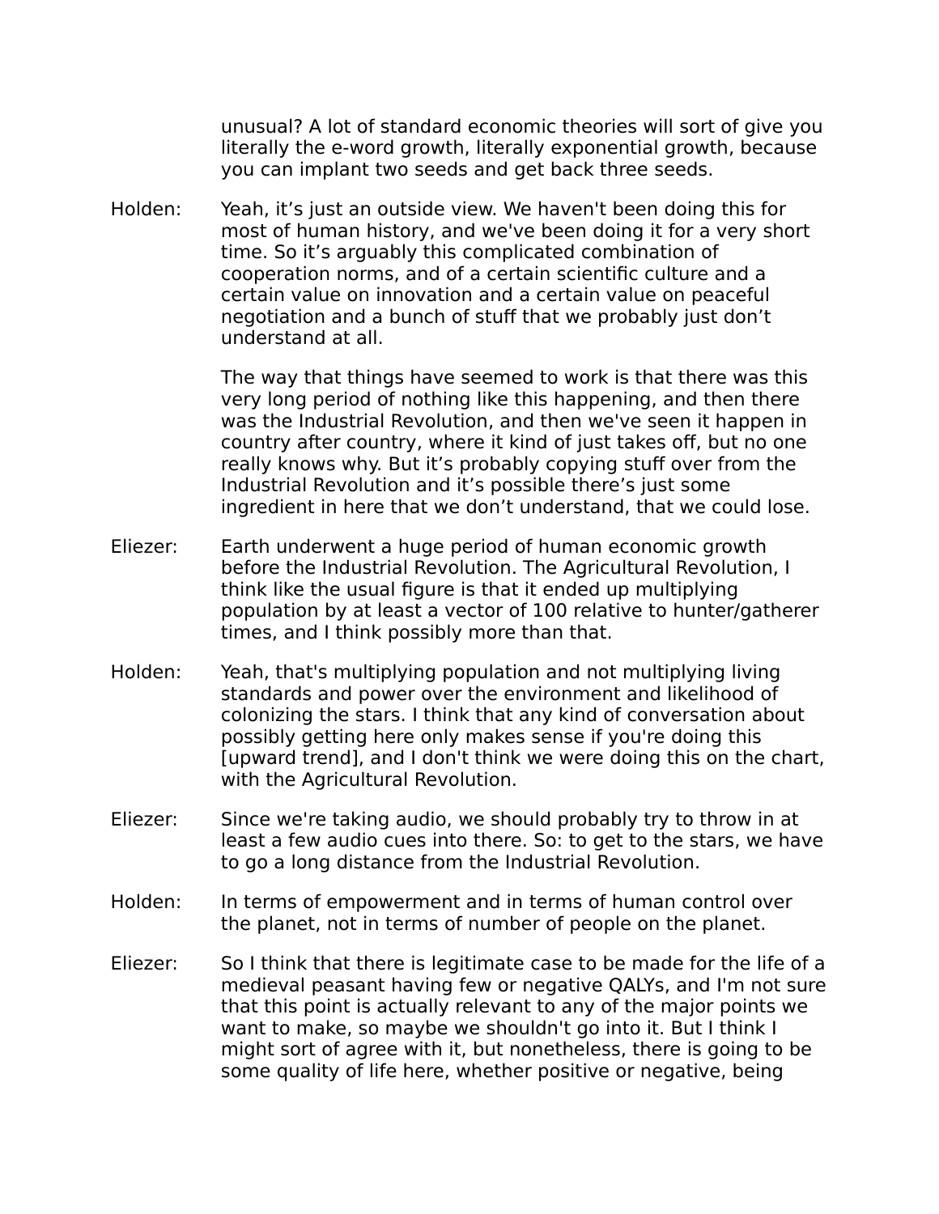unusual? A lot of standard economic theories will sort of give you literally the e-word growth, literally exponential growth, because you can implant two seeds and get back three seeds.

Holden: Yeah, it's just an outside view. We haven't been doing this for most of human history, and we've been doing it for a very short time. So it's arguably this complicated combination of cooperation norms, and of a certain scientific culture and a certain value on innovation and a certain value on peaceful negotiation and a bunch of stuff that we probably just don't understand at all.

The way that things have seemed to work is that there was this very long period of nothing like this happening, and then there was the Industrial Revolution, and then we've seen it happen in country after country, where it kind of just takes off, but no one really knows why. But it's probably copying stuff over from the Industrial Revolution and it's possible there's just some ingredient in here that we don't understand, that we could lose.

Eliezer: Earth underwent a huge period of human economic growth before the Industrial Revolution. The Agricultural Revolution, I think like the usual figure is that it ended up multiplying population by at least a vector of 100 relative to hunter/gatherer times, and I think possibly more than that.

Holden: Yeah, that's multiplying population and not multiplying living standards and power over the environment and likelihood of colonizing the stars. I think that any kind of conversation about possibly getting here only makes sense if you're doing this [upward trend], and I don't think we were doing this on the chart, with the Agricultural Revolution.

Eliezer: Since we're taking audio, we should probably try to throw in at least a few audio cues into there. So: to get to the stars, we have to go a long distance from the Industrial Revolution.

Holden: In terms of empowerment and in terms of human control over the planet, not in terms of number of people on the planet.

Eliezer: So I think that there is legitimate case to be made for the life of a medieval peasant having few or negative QALYs, and I'm not sure that this point is actually relevant to any of the major points we want to make, so maybe we shouldn't go into it. But I think I might sort of agree with it, but nonetheless, there is going to be some quality of life here, whether positive or negative, being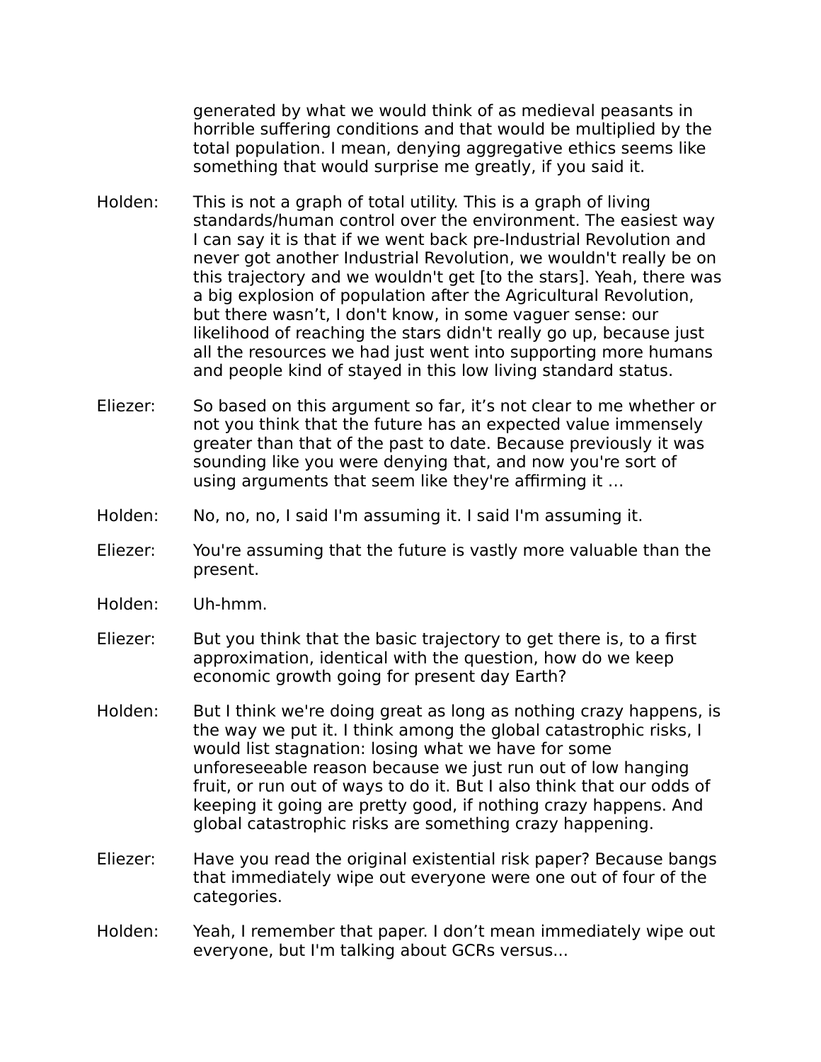generated by what we would think of as medieval peasants in horrible suffering conditions and that would be multiplied by the total population. I mean, denying aggregative ethics seems like something that would surprise me greatly, if you said it.

Holden: This is not a graph of total utility. This is a graph of living standards/human control over the environment. The easiest way I can say it is that if we went back pre-Industrial Revolution and never got another Industrial Revolution, we wouldn't really be on this trajectory and we wouldn't get [to the stars]. Yeah, there was a big explosion of population after the Agricultural Revolution, but there wasn't, I don't know, in some vaguer sense: our likelihood of reaching the stars didn't really go up, because just all the resources we had just went into supporting more humans and people kind of stayed in this low living standard status.

Eliezer: So based on this argument so far, it's not clear to me whether or not you think that the future has an expected value immensely greater than that of the past to date. Because previously it was sounding like you were denying that, and now you're sort of using arguments that seem like they're affirming it …

Holden: No, no, no, I said I'm assuming it. I said I'm assuming it.

Eliezer: You're assuming that the future is vastly more valuable than the present.

Holden: Uh-hmm.

Eliezer: But you think that the basic trajectory to get there is, to a first approximation, identical with the question, how do we keep economic growth going for present day Earth?

Holden: But I think we're doing great as long as nothing crazy happens, is the way we put it. I think among the global catastrophic risks, I would list stagnation: losing what we have for some unforeseeable reason because we just run out of low hanging fruit, or run out of ways to do it. But I also think that our odds of keeping it going are pretty good, if nothing crazy happens. And global catastrophic risks are something crazy happening.

Eliezer: Have you read the original existential risk paper? Because bangs that immediately wipe out everyone were one out of four of the categories.

Holden: Yeah, I remember that paper. I don't mean immediately wipe out everyone, but I'm talking about GCRs versus...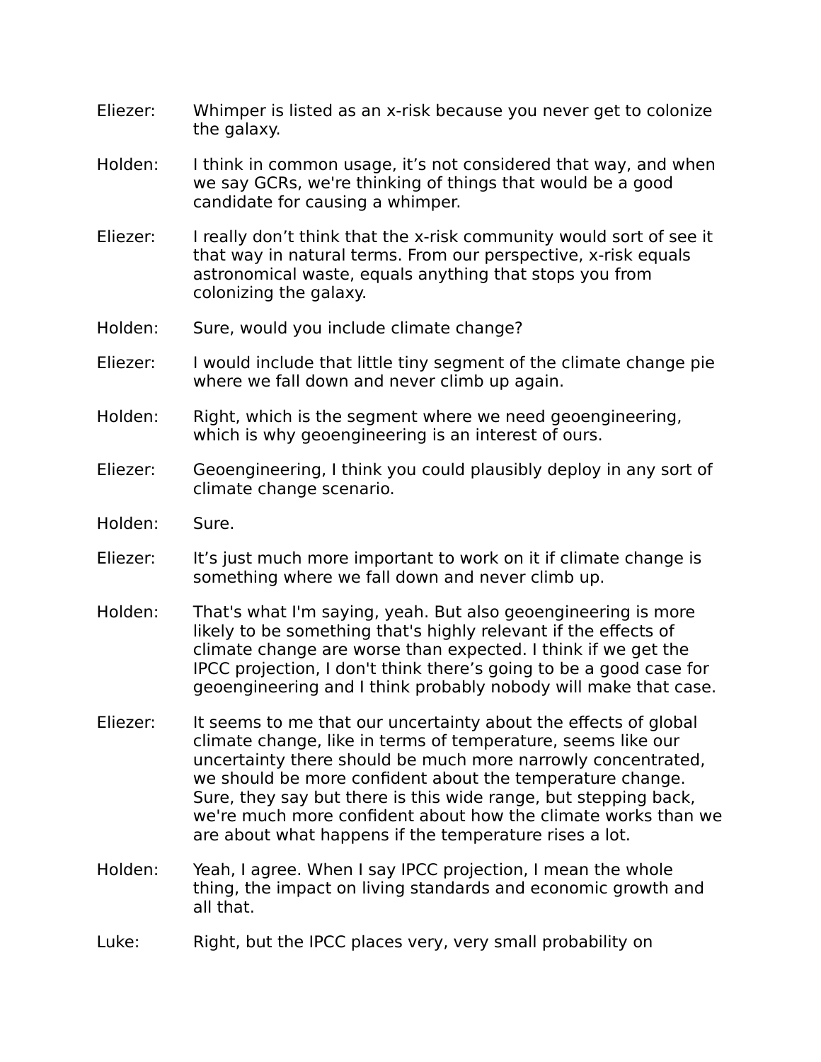Eliezer: Whimper is listed as an x-risk because you never get to colonize the galaxy.

Holden: I think in common usage, it's not considered that way, and when we say GCRs, we're thinking of things that would be a good candidate for causing a whimper.

Eliezer: I really don't think that the x-risk community would sort of see it that way in natural terms. From our perspective, x-risk equals astronomical waste, equals anything that stops you from colonizing the galaxy.

Holden: Sure, would you include climate change?

Eliezer: I would include that little tiny segment of the climate change pie where we fall down and never climb up again.

Holden: Right, which is the segment where we need geoengineering, which is why geoengineering is an interest of ours.

Eliezer: Geoengineering, I think you could plausibly deploy in any sort of climate change scenario.

Holden: Sure.

Eliezer: It's just much more important to work on it if climate change is something where we fall down and never climb up.

Holden: That's what I'm saying, yeah. But also geoengineering is more likely to be something that's highly relevant if the effects of climate change are worse than expected. I think if we get the IPCC projection, I don't think there's going to be a good case for geoengineering and I think probably nobody will make that case.

Eliezer: It seems to me that our uncertainty about the effects of global climate change, like in terms of temperature, seems like our uncertainty there should be much more narrowly concentrated, we should be more confident about the temperature change. Sure, they say but there is this wide range, but stepping back, we're much more confident about how the climate works than we are about what happens if the temperature rises a lot.

Holden: Yeah, I agree. When I say IPCC projection, I mean the whole thing, the impact on living standards and economic growth and all that.

Luke: Right, but the IPCC places very, very small probability on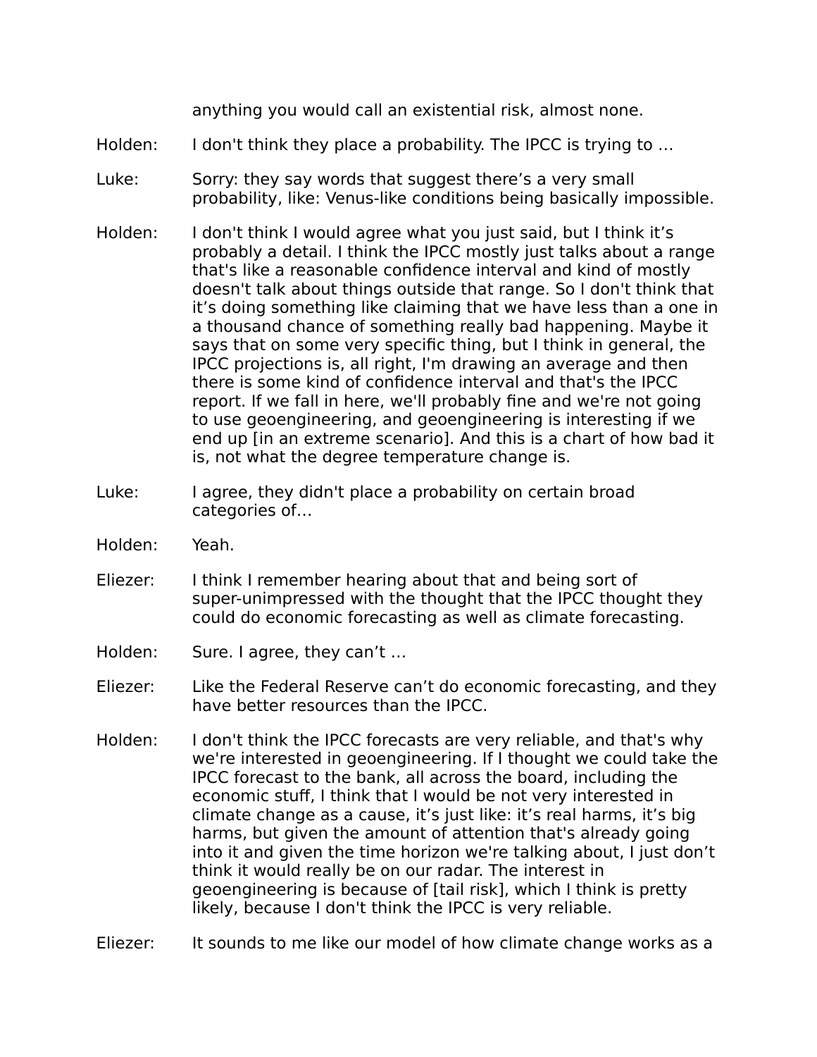anything you would call an existential risk, almost none.

Holden: I don't think they place a probability. The IPCC is trying to …

Luke: Sorry: they say words that suggest there's a very small probability, like: Venus-like conditions being basically impossible.

Holden: I don't think I would agree what you just said, but I think it's probably a detail. I think the IPCC mostly just talks about a range that's like a reasonable confidence interval and kind of mostly doesn't talk about things outside that range. So I don't think that it's doing something like claiming that we have less than a one in a thousand chance of something really bad happening. Maybe it says that on some very specific thing, but I think in general, the IPCC projections is, all right, I'm drawing an average and then there is some kind of confidence interval and that's the IPCC report. If we fall in here, we'll probably fine and we're not going to use geoengineering, and geoengineering is interesting if we end up [in an extreme scenario]. And this is a chart of how bad it is, not what the degree temperature change is.

Luke: I agree, they didn't place a probability on certain broad categories of…

Holden: Yeah.

Eliezer: I think I remember hearing about that and being sort of super-unimpressed with the thought that the IPCC thought they could do economic forecasting as well as climate forecasting.

Holden: Sure. I agree, they can't …

Eliezer: Like the Federal Reserve can't do economic forecasting, and they have better resources than the IPCC.

Holden: I don't think the IPCC forecasts are very reliable, and that's why we're interested in geoengineering. If I thought we could take the IPCC forecast to the bank, all across the board, including the economic stuff, I think that I would be not very interested in climate change as a cause, it's just like: it's real harms, it's big harms, but given the amount of attention that's already going into it and given the time horizon we're talking about, I just don't think it would really be on our radar. The interest in geoengineering is because of [tail risk], which I think is pretty likely, because I don't think the IPCC is very reliable.

Eliezer: It sounds to me like our model of how climate change works as a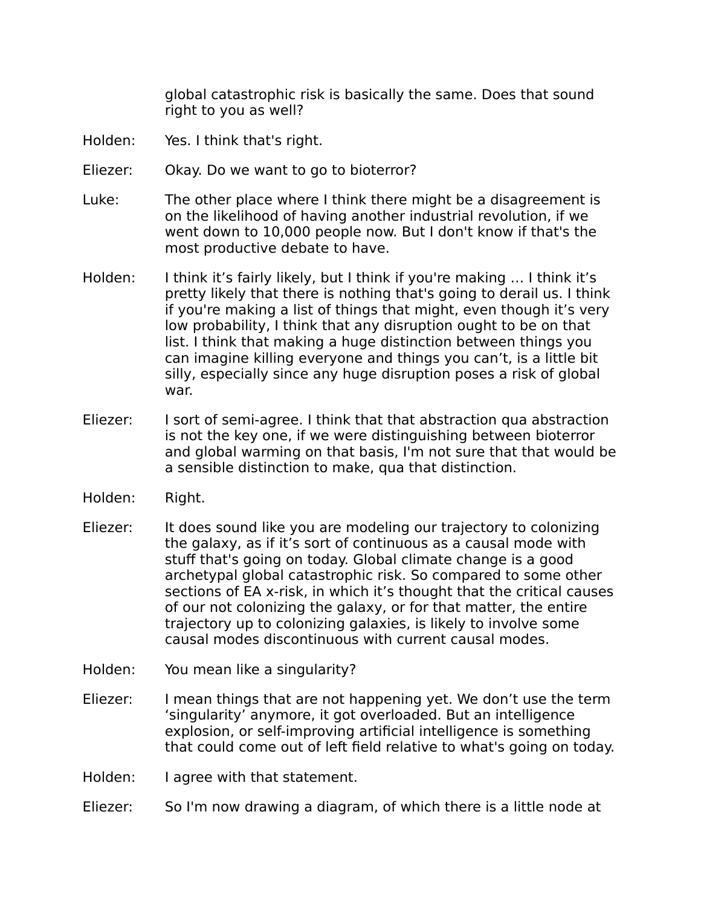global catastrophic risk is basically the same. Does that sound right to you as well?

Holden: Yes. I think that's right.

Eliezer: Okay. Do we want to go to bioterror?

Luke: The other place where I think there might be a disagreement is on the likelihood of having another industrial revolution, if we went down to 10,000 people now. But I don't know if that's the most productive debate to have.

Holden: I think it's fairly likely, but I think if you're making … I think it's pretty likely that there is nothing that's going to derail us. I think if you're making a list of things that might, even though it's very low probability, I think that any disruption ought to be on that list. I think that making a huge distinction between things you can imagine killing everyone and things you can't, is a little bit silly, especially since any huge disruption poses a risk of global war.

Eliezer: I sort of semi-agree. I think that that abstraction qua abstraction is not the key one, if we were distinguishing between bioterror and global warming on that basis, I'm not sure that that would be a sensible distinction to make, qua that distinction.

Holden: Right.

Eliezer: It does sound like you are modeling our trajectory to colonizing the galaxy, as if it's sort of continuous as a causal mode with stuff that's going on today. Global climate change is a good archetypal global catastrophic risk. So compared to some other sections of EA x-risk, in which it's thought that the critical causes of our not colonizing the galaxy, or for that matter, the entire trajectory up to colonizing galaxies, is likely to involve some causal modes discontinuous with current causal modes.

Holden: You mean like a singularity?

Eliezer: I mean things that are not happening yet. We don't use the term 'singularity' anymore, it got overloaded. But an intelligence explosion, or self-improving artificial intelligence is something that could come out of left field relative to what's going on today.

Holden: I agree with that statement.

Eliezer: So I'm now drawing a diagram, of which there is a little node at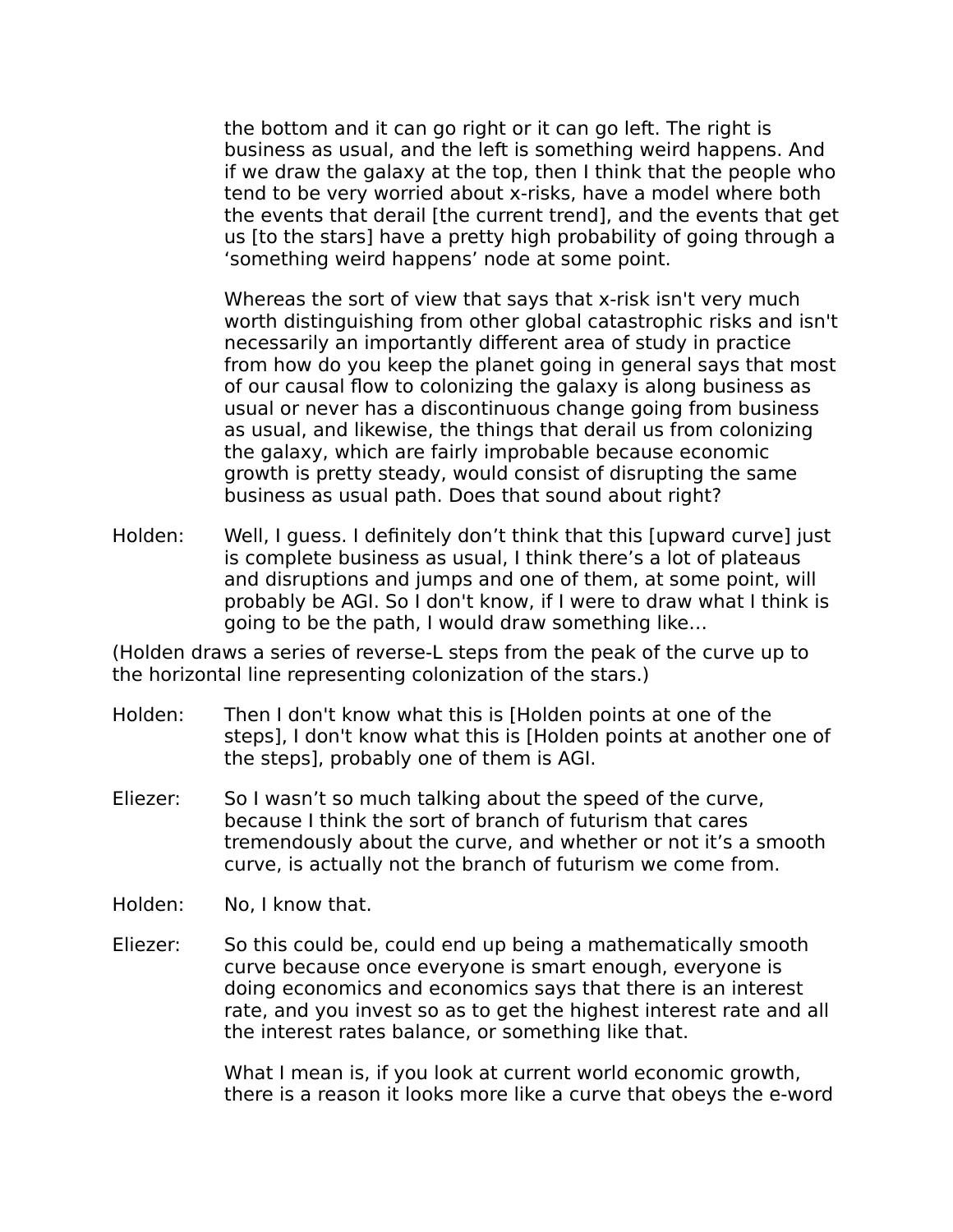the bottom and it can go right or it can go left. The right is business as usual, and the left is something weird happens. And if we draw the galaxy at the top, then I think that the people who tend to be very worried about x-risks, have a model where both the events that derail [the current trend], and the events that get us [to the stars] have a pretty high probability of going through a 'something weird happens' node at some point.

Whereas the sort of view that says that x-risk isn't very much worth distinguishing from other global catastrophic risks and isn't necessarily an importantly different area of study in practice from how do you keep the planet going in general says that most of our causal flow to colonizing the galaxy is along business as usual or never has a discontinuous change going from business as usual, and likewise, the things that derail us from colonizing the galaxy, which are fairly improbable because economic growth is pretty steady, would consist of disrupting the same business as usual path. Does that sound about right?

Holden: Well, I guess. I definitely don't think that this [upward curve] just is complete business as usual, I think there's a lot of plateaus and disruptions and jumps and one of them, at some point, will probably be AGI. So I don't know, if I were to draw what I think is going to be the path, I would draw something like…

(Holden draws a series of reverse-L steps from the peak of the curve up to the horizontal line representing colonization of the stars.)

Holden: Then I don't know what this is [Holden points at one of the steps], I don't know what this is [Holden points at another one of the steps], probably one of them is AGI.

Eliezer: So I wasn't so much talking about the speed of the curve, because I think the sort of branch of futurism that cares tremendously about the curve, and whether or not it's a smooth curve, is actually not the branch of futurism we come from.

Holden: No, I know that.

Eliezer: So this could be, could end up being a mathematically smooth curve because once everyone is smart enough, everyone is doing economics and economics says that there is an interest rate, and you invest so as to get the highest interest rate and all the interest rates balance, or something like that.

What I mean is, if you look at current world economic growth, there is a reason it looks more like a curve that obeys the e-word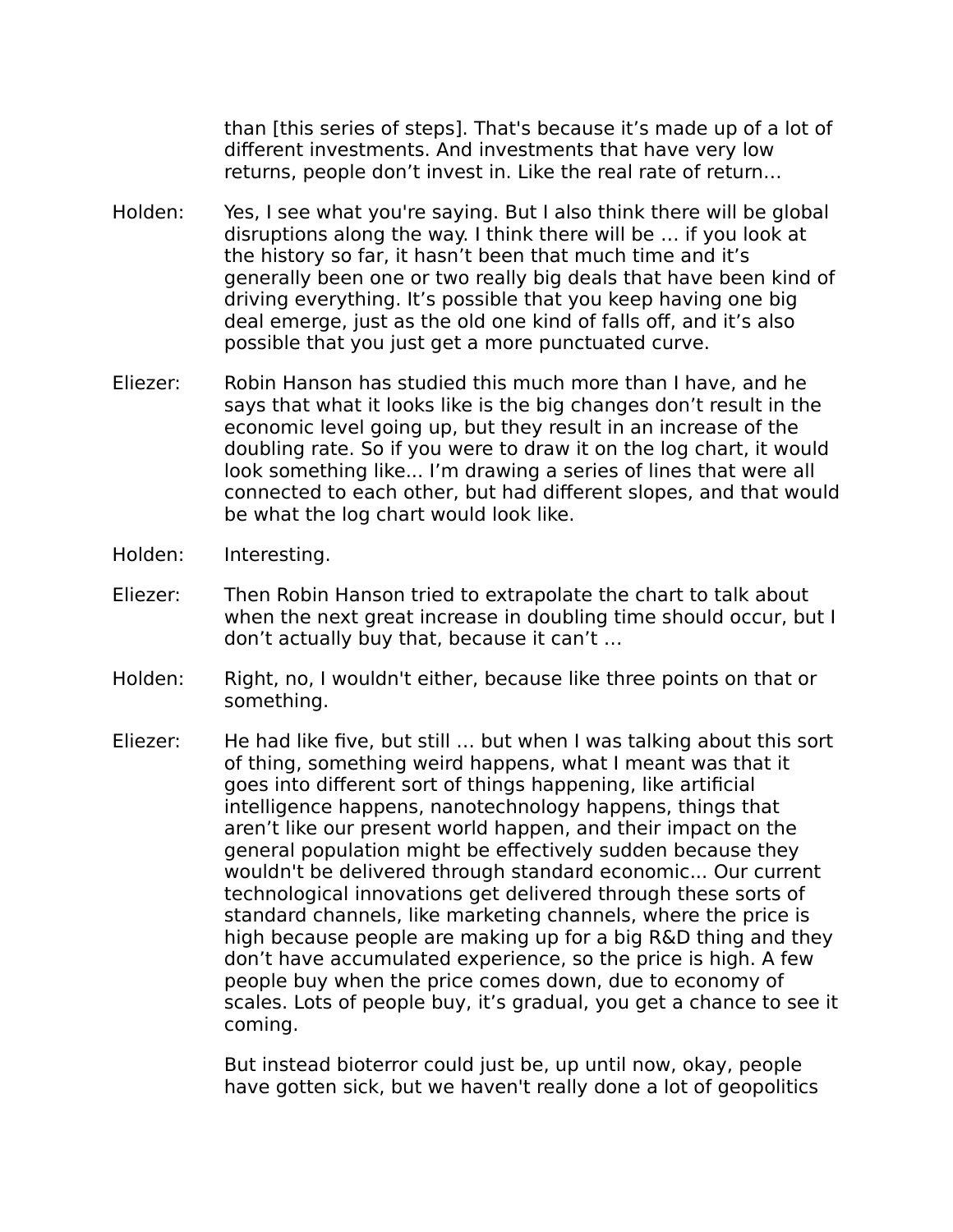than [this series of steps]. That's because it's made up of a lot of different investments. And investments that have very low returns, people don't invest in. Like the real rate of return…

Holden: Yes, I see what you're saying. But I also think there will be global disruptions along the way. I think there will be … if you look at the history so far, it hasn't been that much time and it's generally been one or two really big deals that have been kind of driving everything. It's possible that you keep having one big deal emerge, just as the old one kind of falls off, and it's also possible that you just get a more punctuated curve.

Eliezer: Robin Hanson has studied this much more than I have, and he says that what it looks like is the big changes don't result in the economic level going up, but they result in an increase of the doubling rate. So if you were to draw it on the log chart, it would look something like... I'm drawing a series of lines that were all connected to each other, but had different slopes, and that would be what the log chart would look like.

Holden: Interesting.

Eliezer: Then Robin Hanson tried to extrapolate the chart to talk about when the next great increase in doubling time should occur, but I don't actually buy that, because it can't …

Holden: Right, no, I wouldn't either, because like three points on that or something.

Eliezer: He had like five, but still … but when I was talking about this sort of thing, something weird happens, what I meant was that it goes into different sort of things happening, like artificial intelligence happens, nanotechnology happens, things that aren't like our present world happen, and their impact on the general population might be effectively sudden because they wouldn't be delivered through standard economic... Our current technological innovations get delivered through these sorts of standard channels, like marketing channels, where the price is high because people are making up for a big R&D thing and they don't have accumulated experience, so the price is high. A few people buy when the price comes down, due to economy of scales. Lots of people buy, it's gradual, you get a chance to see it coming.

But instead bioterror could just be, up until now, okay, people have gotten sick, but we haven't really done a lot of geopolitics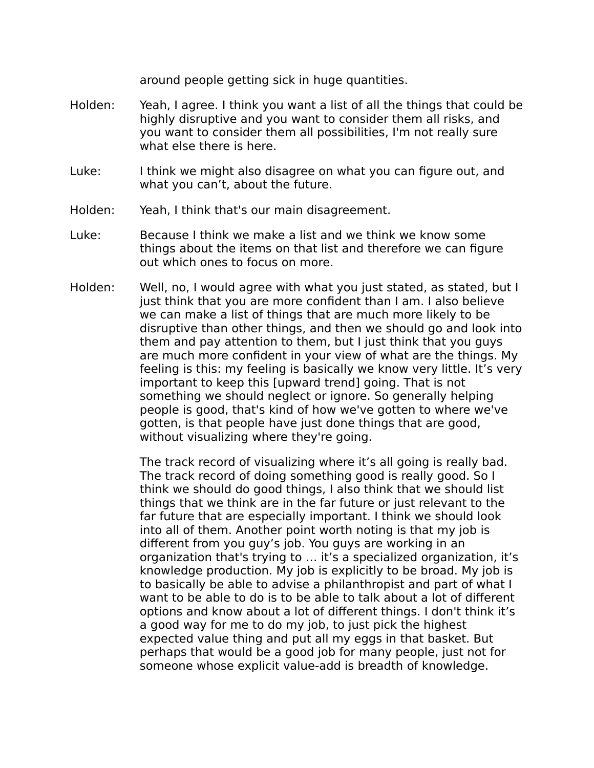around people getting sick in huge quantities.

Holden: Yeah, I agree. I think you want a list of all the things that could be highly disruptive and you want to consider them all risks, and you want to consider them all possibilities, I'm not really sure what else there is here.

Luke: I think we might also disagree on what you can figure out, and what you can't, about the future.

Holden: Yeah, I think that's our main disagreement.

Luke: Because I think we make a list and we think we know some things about the items on that list and therefore we can figure out which ones to focus on more.

Holden: Well, no, I would agree with what you just stated, as stated, but I just think that you are more confident than I am. I also believe we can make a list of things that are much more likely to be disruptive than other things, and then we should go and look into them and pay attention to them, but I just think that you guys are much more confident in your view of what are the things. My feeling is this: my feeling is basically we know very little. It's very important to keep this [upward trend] going. That is not something we should neglect or ignore. So generally helping people is good, that's kind of how we've gotten to where we've gotten, is that people have just done things that are good, without visualizing where they're going.

The track record of visualizing where it's all going is really bad. The track record of doing something good is really good. So I think we should do good things, I also think that we should list things that we think are in the far future or just relevant to the far future that are especially important. I think we should look into all of them. Another point worth noting is that my job is different from you guy's job. You guys are working in an organization that's trying to … it's a specialized organization, it's knowledge production. My job is explicitly to be broad. My job is to basically be able to advise a philanthropist and part of what I want to be able to do is to be able to talk about a lot of different options and know about a lot of different things. I don't think it's a good way for me to do my job, to just pick the highest expected value thing and put all my eggs in that basket. But perhaps that would be a good job for many people, just not for someone whose explicit value-add is breadth of knowledge.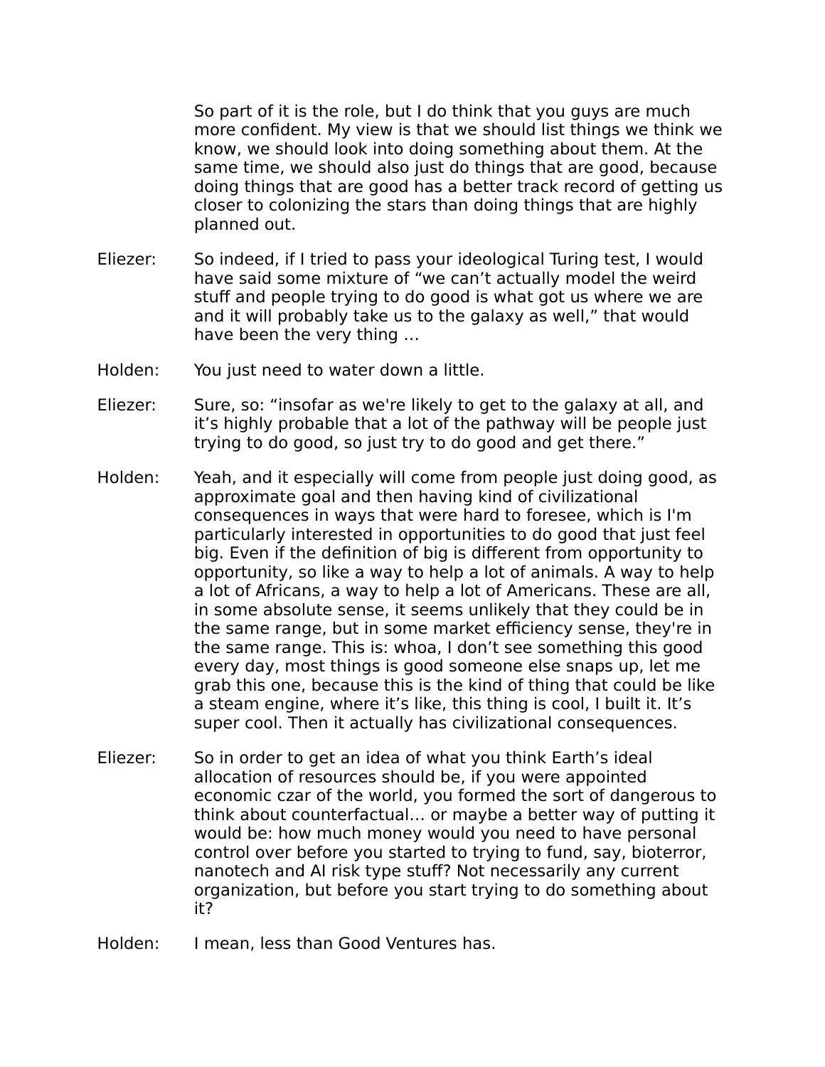So part of it is the role, but I do think that you guys are much more confident. My view is that we should list things we think we know, we should look into doing something about them. At the same time, we should also just do things that are good, because doing things that are good has a better track record of getting us closer to colonizing the stars than doing things that are highly planned out.

Eliezer: So indeed, if I tried to pass your ideological Turing test, I would have said some mixture of "we can't actually model the weird stuff and people trying to do good is what got us where we are and it will probably take us to the galaxy as well," that would have been the very thing …

Holden: You just need to water down a little.

Eliezer: Sure, so: "insofar as we're likely to get to the galaxy at all, and it's highly probable that a lot of the pathway will be people just trying to do good, so just try to do good and get there."

Holden: Yeah, and it especially will come from people just doing good, as approximate goal and then having kind of civilizational consequences in ways that were hard to foresee, which is I'm particularly interested in opportunities to do good that just feel big. Even if the definition of big is different from opportunity to opportunity, so like a way to help a lot of animals. A way to help a lot of Africans, a way to help a lot of Americans. These are all, in some absolute sense, it seems unlikely that they could be in the same range, but in some market efficiency sense, they're in the same range. This is: whoa, I don't see something this good every day, most things is good someone else snaps up, let me grab this one, because this is the kind of thing that could be like a steam engine, where it's like, this thing is cool, I built it. It's super cool. Then it actually has civilizational consequences.

Eliezer: So in order to get an idea of what you think Earth's ideal allocation of resources should be, if you were appointed economic czar of the world, you formed the sort of dangerous to think about counterfactual… or maybe a better way of putting it would be: how much money would you need to have personal control over before you started to trying to fund, say, bioterror, nanotech and AI risk type stuff? Not necessarily any current organization, but before you start trying to do something about it?

Holden: I mean, less than Good Ventures has.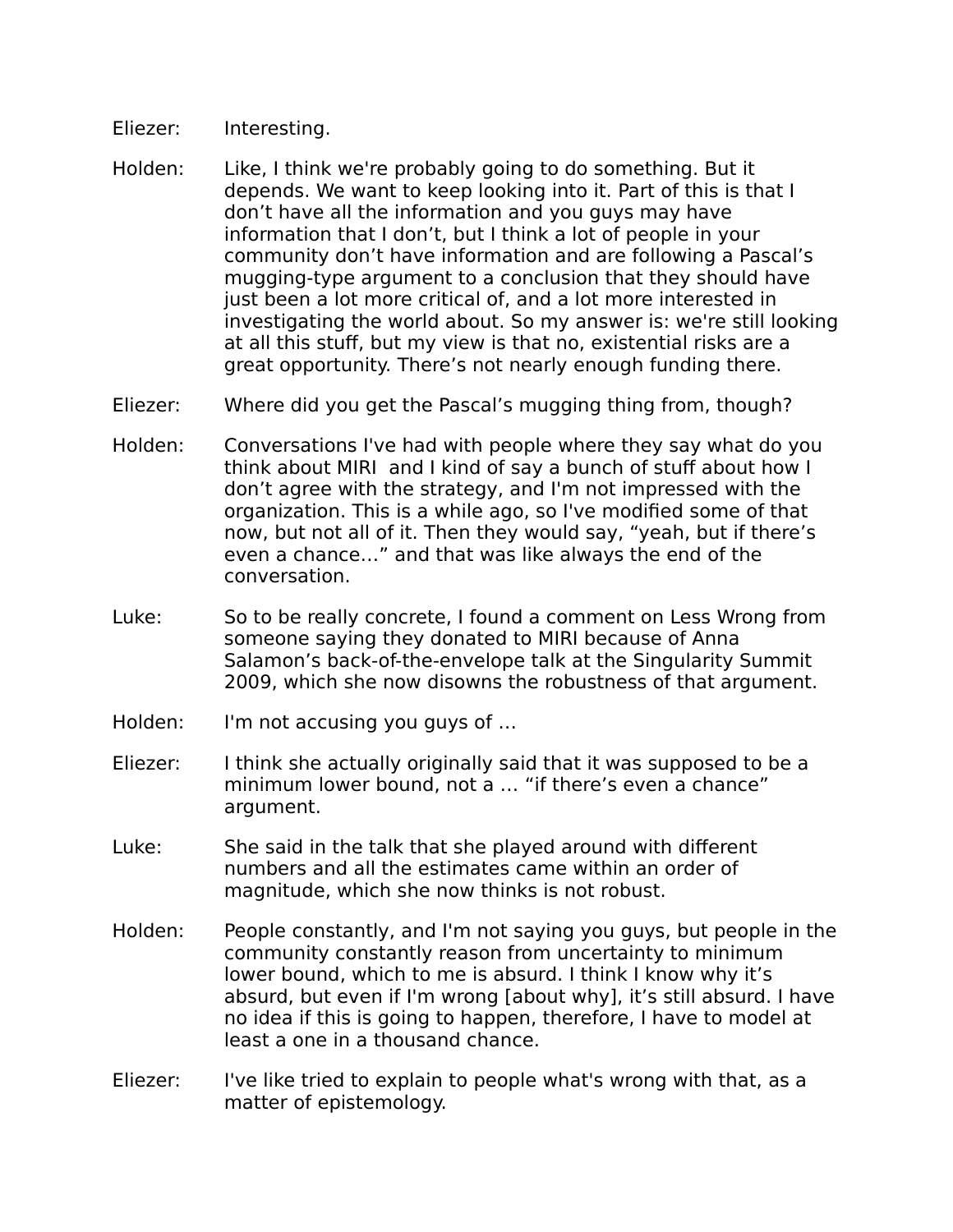Eliezer: Interesting.

Holden: Like, I think we're probably going to do something. But it depends. We want to keep looking into it. Part of this is that I don't have all the information and you guys may have information that I don't, but I think a lot of people in your community don't have information and are following a Pascal's mugging-type argument to a conclusion that they should have just been a lot more critical of, and a lot more interested in investigating the world about. So my answer is: we're still looking at all this stuff, but my view is that no, existential risks are a great opportunity. There's not nearly enough funding there.

Eliezer: Where did you get the Pascal's mugging thing from, though?

Holden: Conversations I've had with people where they say what do you think about MIRI and I kind of say a bunch of stuff about how I don't agree with the strategy, and I'm not impressed with the organization. This is a while ago, so I've modified some of that now, but not all of it. Then they would say, "yeah, but if there's even a chance…" and that was like always the end of the conversation.

Luke: So to be really concrete, I found a comment on Less Wrong from someone saying they donated to MIRI because of Anna Salamon's back-of-the-envelope talk at the Singularity Summit 2009, which she now disowns the robustness of that argument.

Holden: I'm not accusing you guys of …

Eliezer: I think she actually originally said that it was supposed to be a minimum lower bound, not a … "if there's even a chance" argument.

Luke: She said in the talk that she played around with different numbers and all the estimates came within an order of magnitude, which she now thinks is not robust.

Holden: People constantly, and I'm not saying you guys, but people in the community constantly reason from uncertainty to minimum lower bound, which to me is absurd. I think I know why it's absurd, but even if I'm wrong [about why], it's still absurd. I have no idea if this is going to happen, therefore, I have to model at least a one in a thousand chance.

Eliezer: I've like tried to explain to people what's wrong with that, as a matter of epistemology.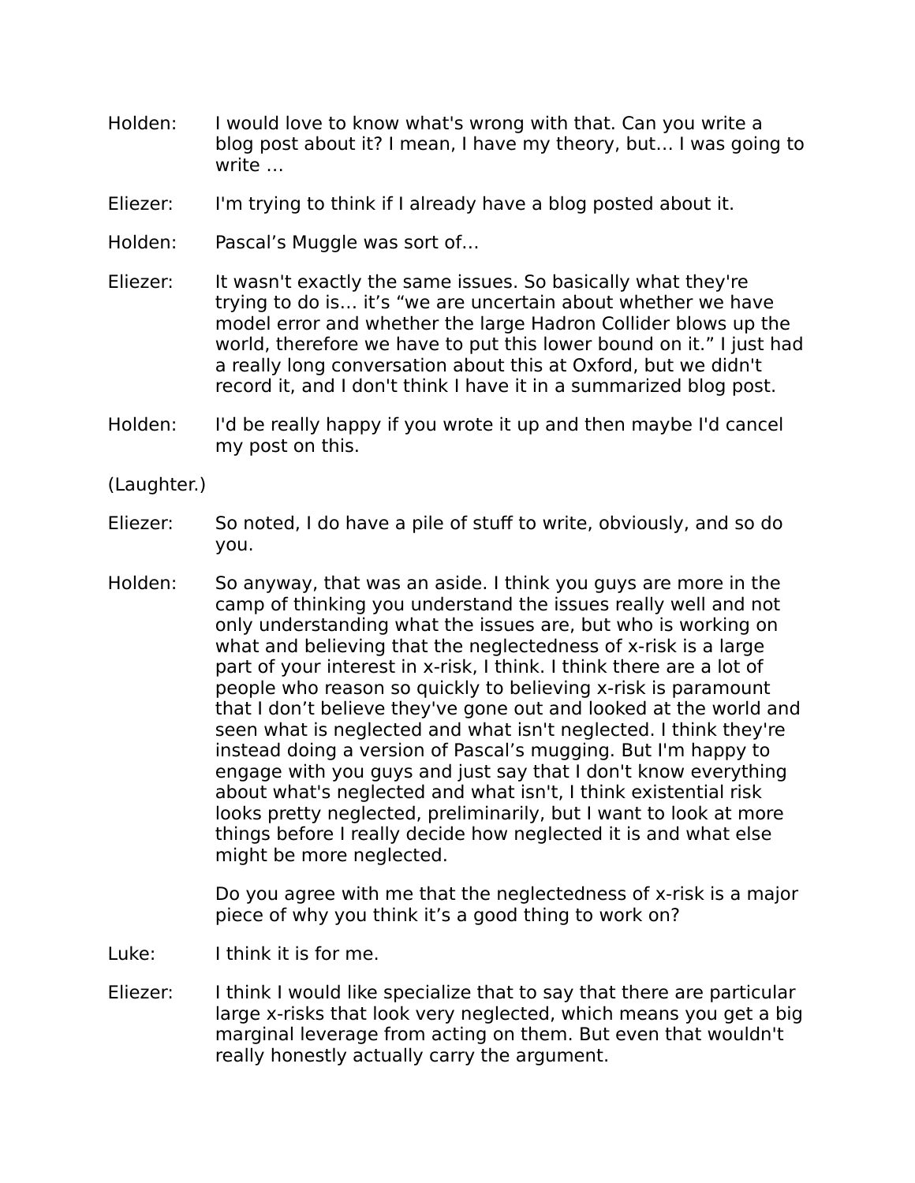Holden: I would love to know what's wrong with that. Can you write a blog post about it? I mean, I have my theory, but… I was going to write …

Eliezer: I'm trying to think if I already have a blog posted about it.

Holden: Pascal's Muggle was sort of…

Eliezer: It wasn't exactly the same issues. So basically what they're trying to do is… it's "we are uncertain about whether we have model error and whether the large Hadron Collider blows up the world, therefore we have to put this lower bound on it." I just had a really long conversation about this at Oxford, but we didn't record it, and I don't think I have it in a summarized blog post.

Holden: I'd be really happy if you wrote it up and then maybe I'd cancel my post on this.

(Laughter.)

Eliezer: So noted, I do have a pile of stuff to write, obviously, and so do you.

Holden: So anyway, that was an aside. I think you guys are more in the camp of thinking you understand the issues really well and not only understanding what the issues are, but who is working on what and believing that the neglectedness of x-risk is a large part of your interest in x-risk, I think. I think there are a lot of people who reason so quickly to believing x-risk is paramount that I don't believe they've gone out and looked at the world and seen what is neglected and what isn't neglected. I think they're instead doing a version of Pascal's mugging. But I'm happy to engage with you guys and just say that I don't know everything about what's neglected and what isn't, I think existential risk looks pretty neglected, preliminarily, but I want to look at more things before I really decide how neglected it is and what else might be more neglected.

Do you agree with me that the neglectedness of x-risk is a major piece of why you think it's a good thing to work on?

Luke: I think it is for me.

Eliezer: I think I would like specialize that to say that there are particular large x-risks that look very neglected, which means you get a big marginal leverage from acting on them. But even that wouldn't really honestly actually carry the argument.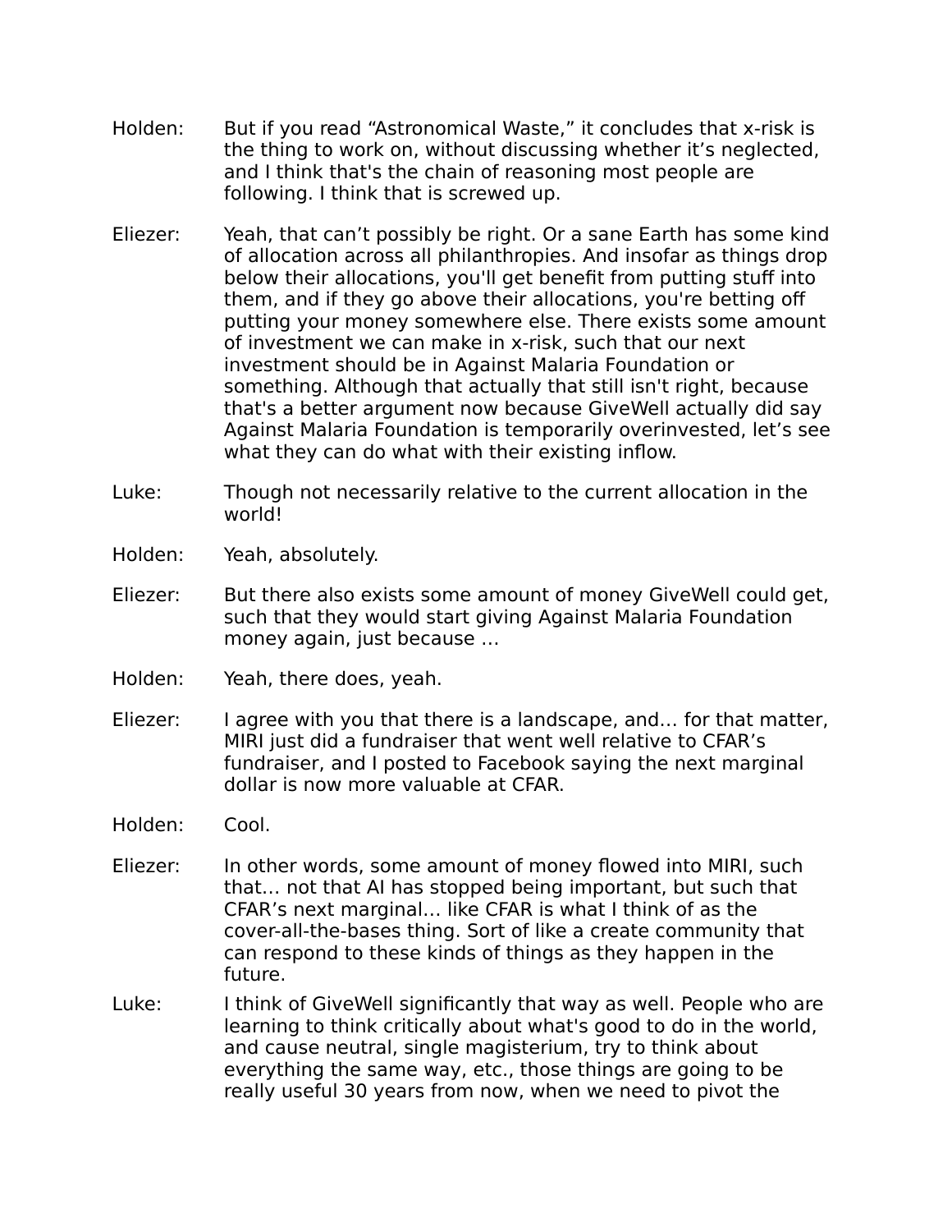Holden: But if you read "Astronomical Waste," it concludes that x-risk is the thing to work on, without discussing whether it's neglected, and I think that's the chain of reasoning most people are following. I think that is screwed up.

Eliezer: Yeah, that can't possibly be right. Or a sane Earth has some kind of allocation across all philanthropies. And insofar as things drop below their allocations, you'll get benefit from putting stuff into them, and if they go above their allocations, you're betting off putting your money somewhere else. There exists some amount of investment we can make in x-risk, such that our next investment should be in Against Malaria Foundation or something. Although that actually that still isn't right, because that's a better argument now because GiveWell actually did say Against Malaria Foundation is temporarily overinvested, let's see what they can do what with their existing inflow.

Luke: Though not necessarily relative to the current allocation in the world!

Holden: Yeah, absolutely.

Eliezer: But there also exists some amount of money GiveWell could get, such that they would start giving Against Malaria Foundation money again, just because …

Holden: Yeah, there does, yeah.

Eliezer: I agree with you that there is a landscape, and… for that matter, MIRI just did a fundraiser that went well relative to CFAR's fundraiser, and I posted to Facebook saying the next marginal dollar is now more valuable at CFAR.

Holden: Cool.

Eliezer: In other words, some amount of money flowed into MIRI, such that… not that AI has stopped being important, but such that CFAR's next marginal… like CFAR is what I think of as the cover-all-the-bases thing. Sort of like a create community that can respond to these kinds of things as they happen in the future.

Luke: I think of GiveWell significantly that way as well. People who are learning to think critically about what's good to do in the world, and cause neutral, single magisterium, try to think about everything the same way, etc., those things are going to be really useful 30 years from now, when we need to pivot the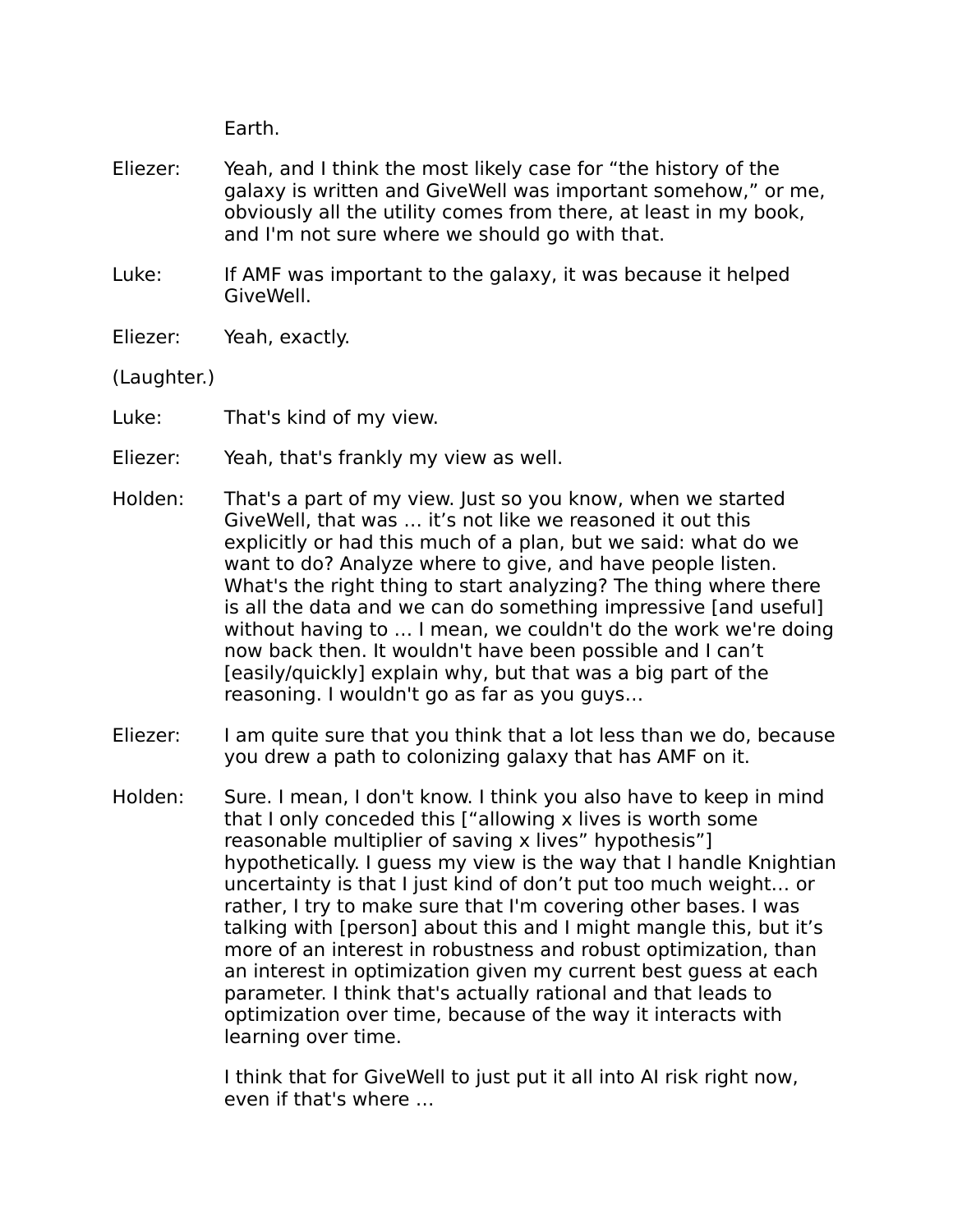Earth.

Eliezer: Yeah, and I think the most likely case for “the history of the galaxy is written and GiveWell was important somehow,” or me, obviously all the utility comes from there, at least in my book, and I'm not sure where we should go with that.

Luke: If AMF was important to the galaxy, it was because it helped GiveWell.

Eliezer: Yeah, exactly.

(Laughter.)

Luke: That's kind of my view.

Eliezer: Yeah, that's frankly my view as well.

Holden: That's a part of my view. Just so you know, when we started GiveWell, that was … it’s not like we reasoned it out this explicitly or had this much of a plan, but we said: what do we want to do? Analyze where to give, and have people listen. What's the right thing to start analyzing? The thing where there is all the data and we can do something impressive [and useful] without having to … I mean, we couldn't do the work we're doing now back then. It wouldn't have been possible and I can’t [easily/quickly] explain why, but that was a big part of the reasoning. I wouldn't go as far as you guys…

Eliezer: I am quite sure that you think that a lot less than we do, because you drew a path to colonizing galaxy that has AMF on it.

Holden: Sure. I mean, I don't know. I think you also have to keep in mind that I only conceded this [“allowing x lives is worth some reasonable multiplier of saving x lives” hypothesis”] hypothetically. I guess my view is the way that I handle Knightian uncertainty is that I just kind of don’t put too much weight… or rather, I try to make sure that I'm covering other bases. I was talking with [person] about this and I might mangle this, but it’s more of an interest in robustness and robust optimization, than an interest in optimization given my current best guess at each parameter. I think that's actually rational and that leads to optimization over time, because of the way it interacts with learning over time.

I think that for GiveWell to just put it all into AI risk right now, even if that's where …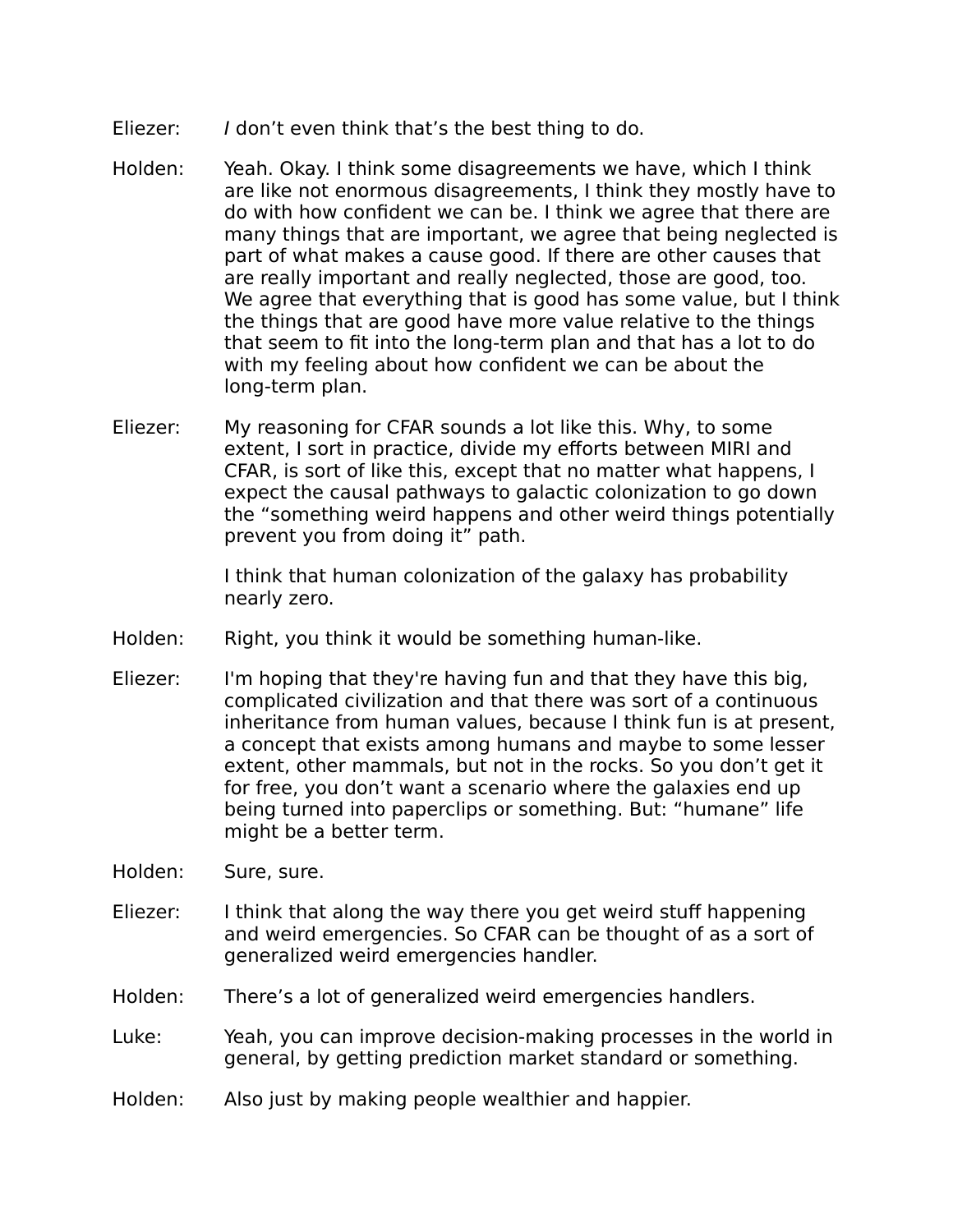Eliezer: *I* don't even think that's the best thing to do.

Holden: Yeah. Okay. I think some disagreements we have, which I think are like not enormous disagreements, I think they mostly have to do with how confident we can be. I think we agree that there are many things that are important, we agree that being neglected is part of what makes a cause good. If there are other causes that are really important and really neglected, those are good, too. We agree that everything that is good has some value, but I think the things that are good have more value relative to the things that seem to fit into the long-term plan and that has a lot to do with my feeling about how confident we can be about the long-term plan.

Eliezer: My reasoning for CFAR sounds a lot like this. Why, to some extent, I sort in practice, divide my efforts between MIRI and CFAR, is sort of like this, except that no matter what happens, I expect the causal pathways to galactic colonization to go down the "something weird happens and other weird things potentially prevent you from doing it" path.

I think that human colonization of the galaxy has probability nearly zero.

Holden: Right, you think it would be something human-like.

Eliezer: I'm hoping that they're having fun and that they have this big, complicated civilization and that there was sort of a continuous inheritance from human values, because I think fun is at present, a concept that exists among humans and maybe to some lesser extent, other mammals, but not in the rocks. So you don't get it for free, you don't want a scenario where the galaxies end up being turned into paperclips or something. But: "humane" life might be a better term.

Holden: Sure, sure.

Eliezer: I think that along the way there you get weird stuff happening and weird emergencies. So CFAR can be thought of as a sort of generalized weird emergencies handler.

Holden: There's a lot of generalized weird emergencies handlers.

Luke: Yeah, you can improve decision-making processes in the world in general, by getting prediction market standard or something.

Holden: Also just by making people wealthier and happier.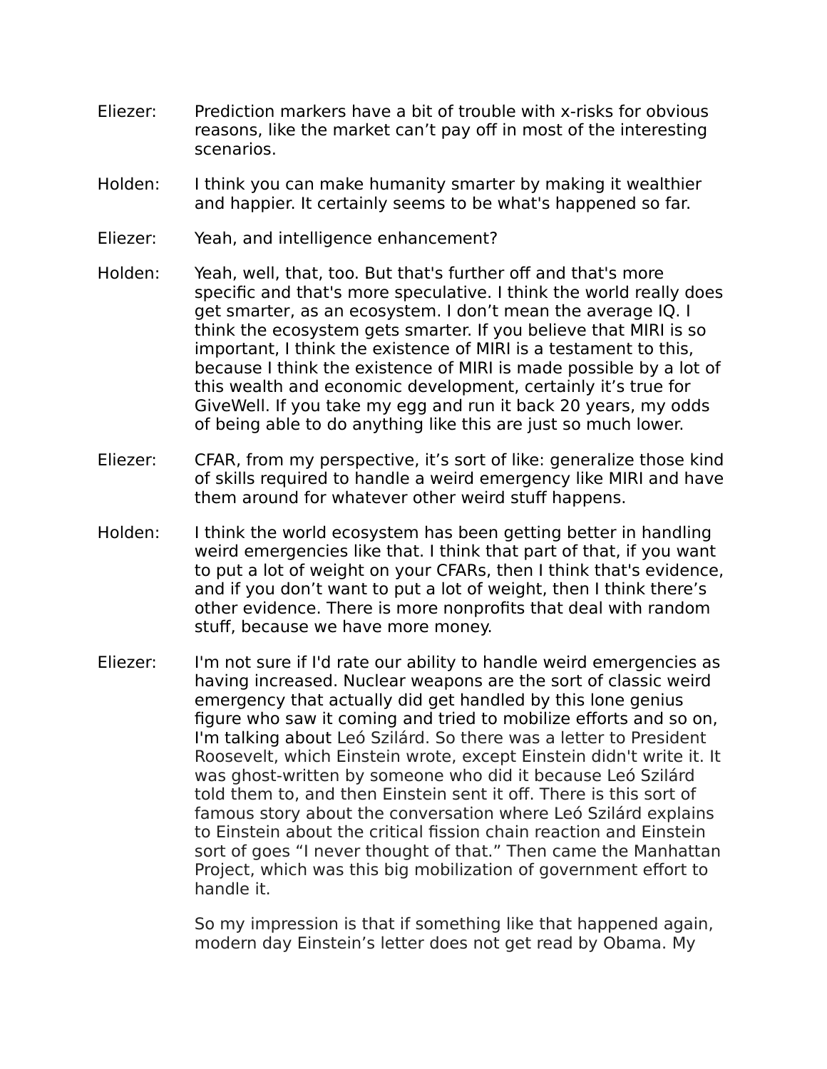Eliezer: Prediction markers have a bit of trouble with x-risks for obvious reasons, like the market can't pay off in most of the interesting scenarios.

Holden: I think you can make humanity smarter by making it wealthier and happier. It certainly seems to be what's happened so far.

Eliezer: Yeah, and intelligence enhancement?

Holden: Yeah, well, that, too. But that's further off and that's more specific and that's more speculative. I think the world really does get smarter, as an ecosystem. I don't mean the average IQ. I think the ecosystem gets smarter. If you believe that MIRI is so important, I think the existence of MIRI is a testament to this, because I think the existence of MIRI is made possible by a lot of this wealth and economic development, certainly it's true for GiveWell. If you take my egg and run it back 20 years, my odds of being able to do anything like this are just so much lower.

Eliezer: CFAR, from my perspective, it's sort of like: generalize those kind of skills required to handle a weird emergency like MIRI and have them around for whatever other weird stuff happens.

Holden: I think the world ecosystem has been getting better in handling weird emergencies like that. I think that part of that, if you want to put a lot of weight on your CFARs, then I think that's evidence, and if you don't want to put a lot of weight, then I think there's other evidence. There is more nonprofits that deal with random stuff, because we have more money.

Eliezer: I'm not sure if I'd rate our ability to handle weird emergencies as having increased. Nuclear weapons are the sort of classic weird emergency that actually did get handled by this lone genius figure who saw it coming and tried to mobilize efforts and so on, I'm talking about Leó Szilárd. So there was a letter to President Roosevelt, which Einstein wrote, except Einstein didn't write it. It was ghost-written by someone who did it because Leó Szilárd told them to, and then Einstein sent it off. There is this sort of famous story about the conversation where Leó Szilárd explains to Einstein about the critical fission chain reaction and Einstein sort of goes "I never thought of that." Then came the Manhattan Project, which was this big mobilization of government effort to handle it.

So my impression is that if something like that happened again, modern day Einstein's letter does not get read by Obama. My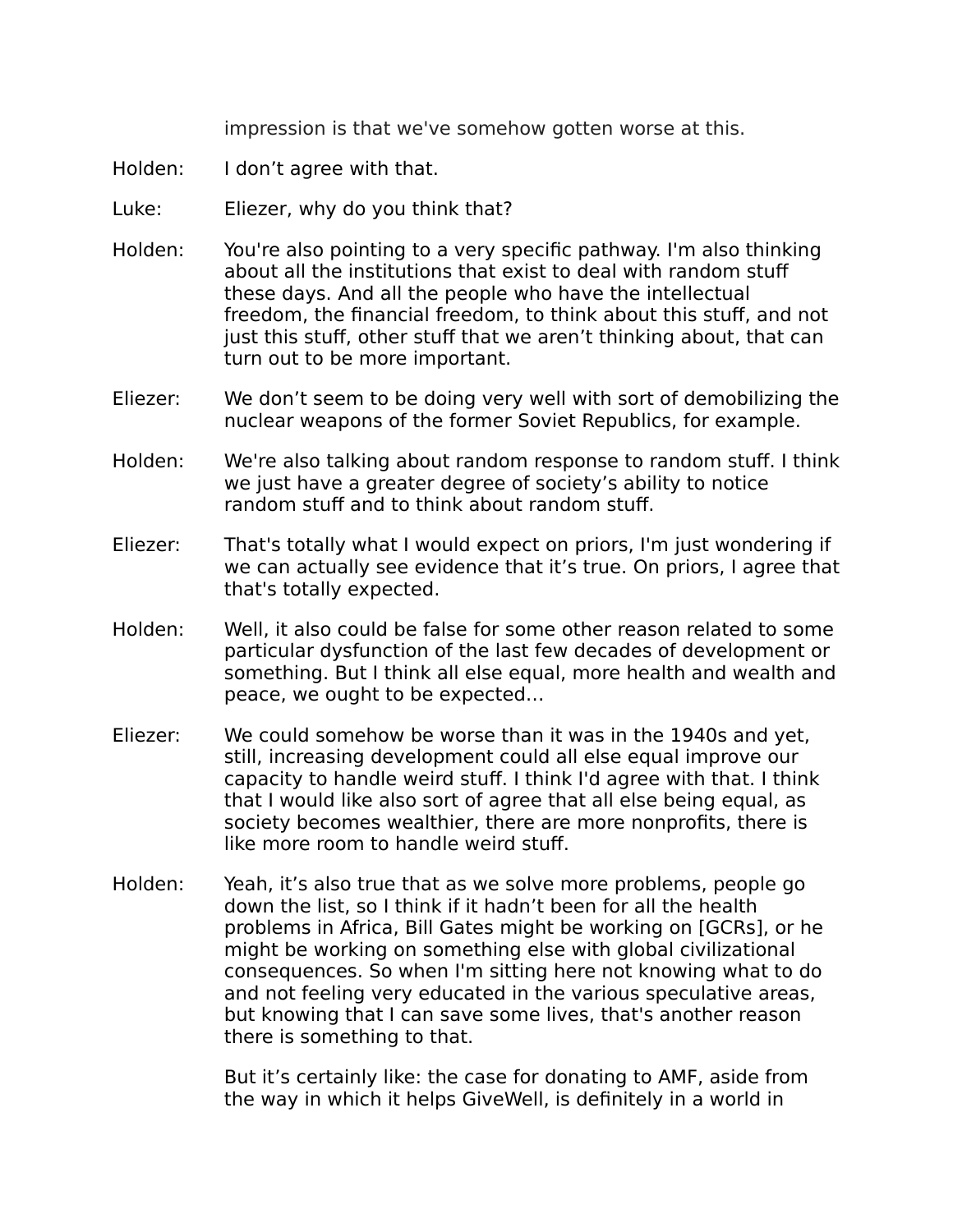impression is that we've somehow gotten worse at this.

Holden: I don't agree with that.

Luke: Eliezer, why do you think that?

Holden: You're also pointing to a very specific pathway. I'm also thinking about all the institutions that exist to deal with random stuff these days. And all the people who have the intellectual freedom, the financial freedom, to think about this stuff, and not just this stuff, other stuff that we aren't thinking about, that can turn out to be more important.

Eliezer: We don't seem to be doing very well with sort of demobilizing the nuclear weapons of the former Soviet Republics, for example.

Holden: We're also talking about random response to random stuff. I think we just have a greater degree of society's ability to notice random stuff and to think about random stuff.

Eliezer: That's totally what I would expect on priors, I'm just wondering if we can actually see evidence that it's true. On priors, I agree that that's totally expected.

Holden: Well, it also could be false for some other reason related to some particular dysfunction of the last few decades of development or something. But I think all else equal, more health and wealth and peace, we ought to be expected…

Eliezer: We could somehow be worse than it was in the 1940s and yet, still, increasing development could all else equal improve our capacity to handle weird stuff. I think I'd agree with that. I think that I would like also sort of agree that all else being equal, as society becomes wealthier, there are more nonprofits, there is like more room to handle weird stuff.

Holden: Yeah, it's also true that as we solve more problems, people go down the list, so I think if it hadn't been for all the health problems in Africa, Bill Gates might be working on [GCRs], or he might be working on something else with global civilizational consequences. So when I'm sitting here not knowing what to do and not feeling very educated in the various speculative areas, but knowing that I can save some lives, that's another reason there is something to that.

But it's certainly like: the case for donating to AMF, aside from the way in which it helps GiveWell, is definitely in a world in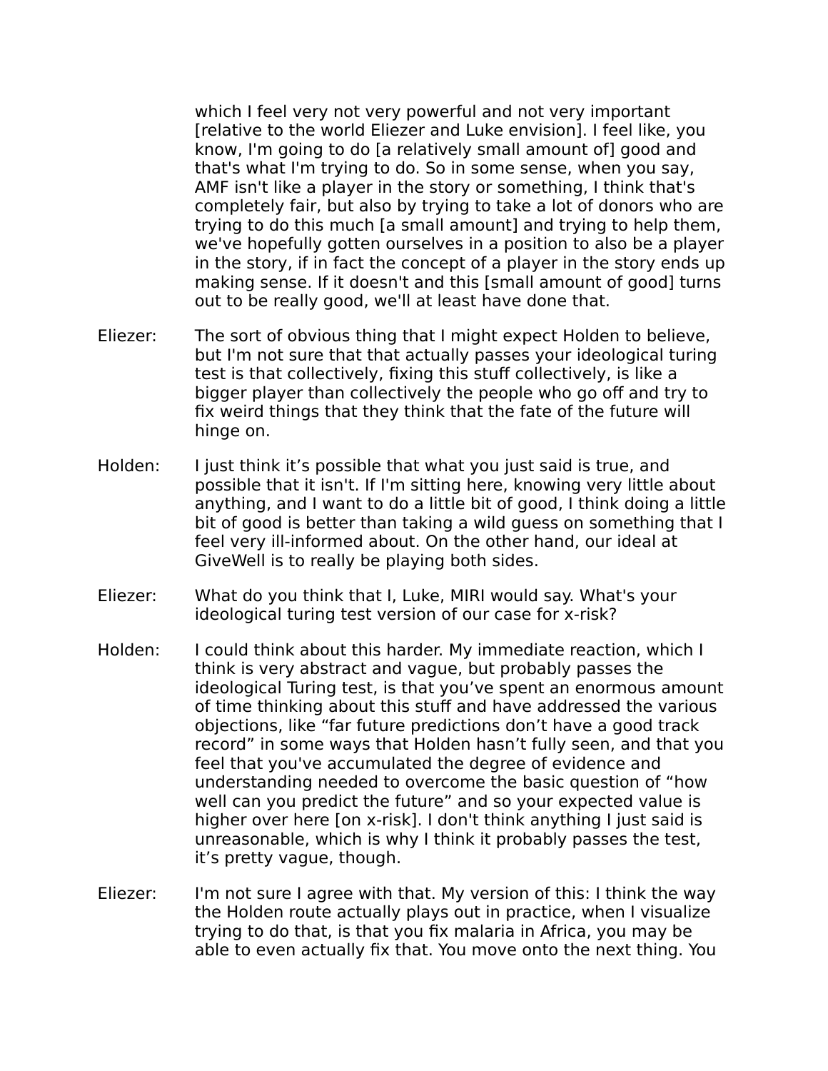which I feel very not very powerful and not very important [relative to the world Eliezer and Luke envision]. I feel like, you know, I'm going to do [a relatively small amount of] good and that's what I'm trying to do. So in some sense, when you say, AMF isn't like a player in the story or something, I think that's completely fair, but also by trying to take a lot of donors who are trying to do this much [a small amount] and trying to help them, we've hopefully gotten ourselves in a position to also be a player in the story, if in fact the concept of a player in the story ends up making sense. If it doesn't and this [small amount of good] turns out to be really good, we'll at least have done that.

Eliezer: The sort of obvious thing that I might expect Holden to believe, but I'm not sure that that actually passes your ideological turing test is that collectively, fixing this stuff collectively, is like a bigger player than collectively the people who go off and try to fix weird things that they think that the fate of the future will hinge on.

Holden: I just think it's possible that what you just said is true, and possible that it isn't. If I'm sitting here, knowing very little about anything, and I want to do a little bit of good, I think doing a little bit of good is better than taking a wild guess on something that I feel very ill-informed about. On the other hand, our ideal at GiveWell is to really be playing both sides.

Eliezer: What do you think that I, Luke, MIRI would say. What's your ideological turing test version of our case for x-risk?

Holden: I could think about this harder. My immediate reaction, which I think is very abstract and vague, but probably passes the ideological Turing test, is that you've spent an enormous amount of time thinking about this stuff and have addressed the various objections, like "far future predictions don't have a good track record" in some ways that Holden hasn't fully seen, and that you feel that you've accumulated the degree of evidence and understanding needed to overcome the basic question of "how well can you predict the future" and so your expected value is higher over here [on x-risk]. I don't think anything I just said is unreasonable, which is why I think it probably passes the test, it's pretty vague, though.

Eliezer: I'm not sure I agree with that. My version of this: I think the way the Holden route actually plays out in practice, when I visualize trying to do that, is that you fix malaria in Africa, you may be able to even actually fix that. You move onto the next thing. You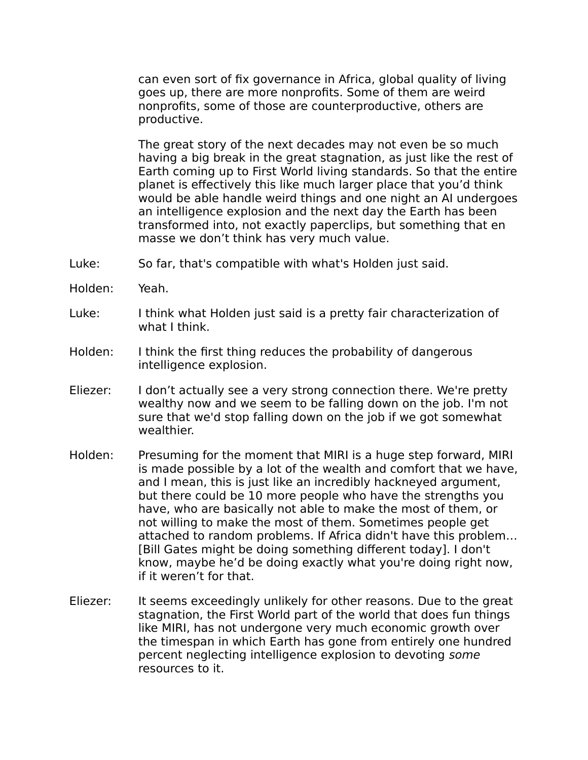can even sort of fix governance in Africa, global quality of living goes up, there are more nonprofits. Some of them are weird nonprofits, some of those are counterproductive, others are productive.

The great story of the next decades may not even be so much having a big break in the great stagnation, as just like the rest of Earth coming up to First World living standards. So that the entire planet is effectively this like much larger place that you'd think would be able handle weird things and one night an AI undergoes an intelligence explosion and the next day the Earth has been transformed into, not exactly paperclips, but something that en masse we don't think has very much value.

Luke: So far, that's compatible with what's Holden just said.

Holden: Yeah.

Luke: I think what Holden just said is a pretty fair characterization of what I think.

Holden: I think the first thing reduces the probability of dangerous intelligence explosion.

Eliezer: I don't actually see a very strong connection there. We're pretty wealthy now and we seem to be falling down on the job. I'm not sure that we'd stop falling down on the job if we got somewhat wealthier.

Holden: Presuming for the moment that MIRI is a huge step forward, MIRI is made possible by a lot of the wealth and comfort that we have, and I mean, this is just like an incredibly hackneyed argument, but there could be 10 more people who have the strengths you have, who are basically not able to make the most of them, or not willing to make the most of them. Sometimes people get attached to random problems. If Africa didn't have this problem… [Bill Gates might be doing something different today]. I don't know, maybe he'd be doing exactly what you're doing right now, if it weren't for that.

Eliezer: It seems exceedingly unlikely for other reasons. Due to the great stagnation, the First World part of the world that does fun things like MIRI, has not undergone very much economic growth over the timespan in which Earth has gone from entirely one hundred percent neglecting intelligence explosion to devoting *some* resources to it.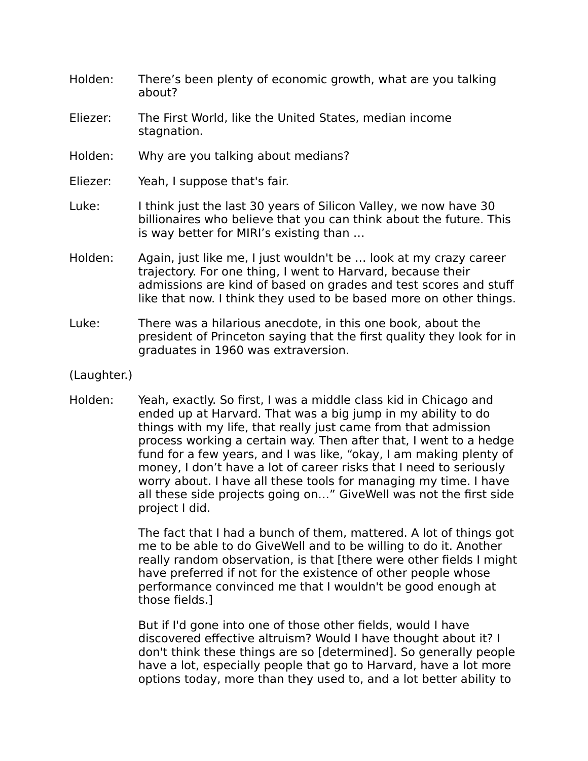Holden: There's been plenty of economic growth, what are you talking about?

Eliezer: The First World, like the United States, median income stagnation.

Holden: Why are you talking about medians?

Eliezer: Yeah, I suppose that's fair.

Luke: I think just the last 30 years of Silicon Valley, we now have 30 billionaires who believe that you can think about the future. This is way better for MIRI's existing than …

Holden: Again, just like me, I just wouldn't be … look at my crazy career trajectory. For one thing, I went to Harvard, because their admissions are kind of based on grades and test scores and stuff like that now. I think they used to be based more on other things.

Luke: There was a hilarious anecdote, in this one book, about the president of Princeton saying that the first quality they look for in graduates in 1960 was extraversion.

(Laughter.)

Holden: Yeah, exactly. So first, I was a middle class kid in Chicago and ended up at Harvard. That was a big jump in my ability to do things with my life, that really just came from that admission process working a certain way. Then after that, I went to a hedge fund for a few years, and I was like, "okay, I am making plenty of money, I don't have a lot of career risks that I need to seriously worry about. I have all these tools for managing my time. I have all these side projects going on…" GiveWell was not the first side project I did.

The fact that I had a bunch of them, mattered. A lot of things got me to be able to do GiveWell and to be willing to do it. Another really random observation, is that [there were other fields I might have preferred if not for the existence of other people whose performance convinced me that I wouldn't be good enough at those fields.]

But if I'd gone into one of those other fields, would I have discovered effective altruism? Would I have thought about it? I don't think these things are so [determined]. So generally people have a lot, especially people that go to Harvard, have a lot more options today, more than they used to, and a lot better ability to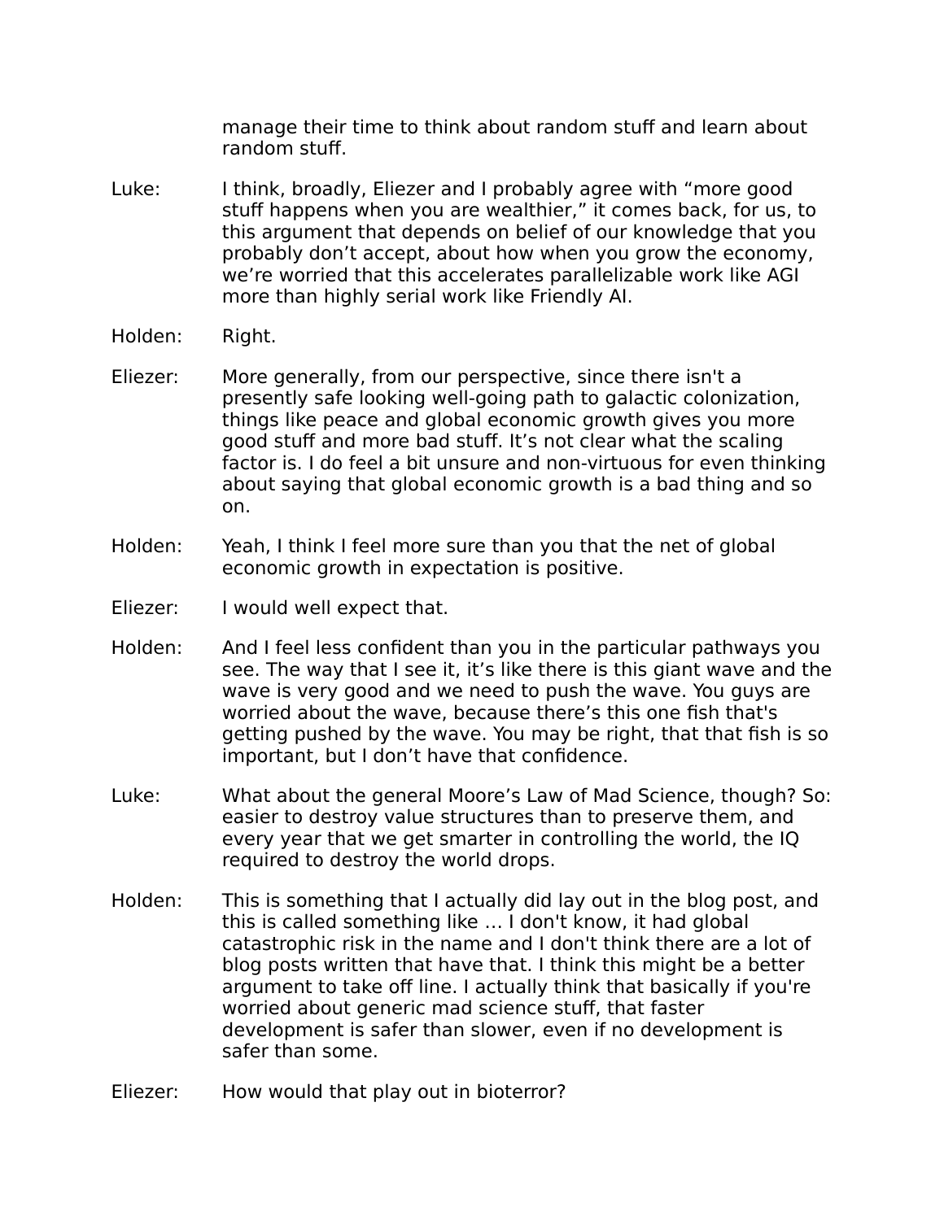manage their time to think about random stuff and learn about random stuff.

Luke: I think, broadly, Eliezer and I probably agree with "more good stuff happens when you are wealthier," it comes back, for us, to this argument that depends on belief of our knowledge that you probably don't accept, about how when you grow the economy, we're worried that this accelerates parallelizable work like AGI more than highly serial work like Friendly AI.

Holden: Right.

Eliezer: More generally, from our perspective, since there isn't a presently safe looking well-going path to galactic colonization, things like peace and global economic growth gives you more good stuff and more bad stuff. It's not clear what the scaling factor is. I do feel a bit unsure and non-virtuous for even thinking about saying that global economic growth is a bad thing and so on.

Holden: Yeah, I think I feel more sure than you that the net of global economic growth in expectation is positive.

Eliezer: I would well expect that.

Holden: And I feel less confident than you in the particular pathways you see. The way that I see it, it's like there is this giant wave and the wave is very good and we need to push the wave. You guys are worried about the wave, because there's this one fish that's getting pushed by the wave. You may be right, that that fish is so important, but I don't have that confidence.

Luke: What about the general Moore's Law of Mad Science, though? So: easier to destroy value structures than to preserve them, and every year that we get smarter in controlling the world, the IQ required to destroy the world drops.

Holden: This is something that I actually did lay out in the blog post, and this is called something like … I don't know, it had global catastrophic risk in the name and I don't think there are a lot of blog posts written that have that. I think this might be a better argument to take off line. I actually think that basically if you're worried about generic mad science stuff, that faster development is safer than slower, even if no development is safer than some.

Eliezer: How would that play out in bioterror?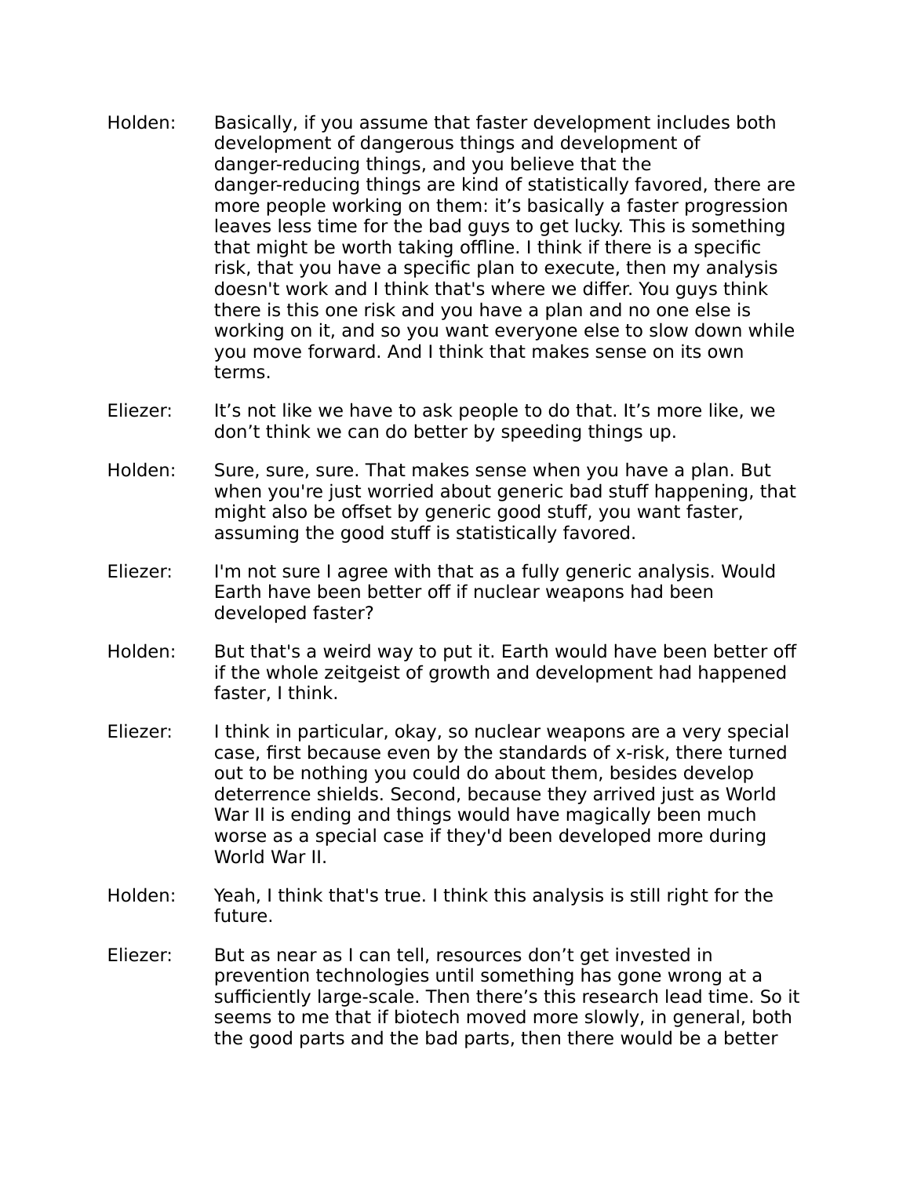Holden: Basically, if you assume that faster development includes both development of dangerous things and development of danger-reducing things, and you believe that the danger-reducing things are kind of statistically favored, there are more people working on them: it's basically a faster progression leaves less time for the bad guys to get lucky. This is something that might be worth taking offline. I think if there is a specific risk, that you have a specific plan to execute, then my analysis doesn't work and I think that's where we differ. You guys think there is this one risk and you have a plan and no one else is working on it, and so you want everyone else to slow down while you move forward. And I think that makes sense on its own terms.

Eliezer: It's not like we have to ask people to do that. It's more like, we don't think we can do better by speeding things up.

Holden: Sure, sure, sure. That makes sense when you have a plan. But when you're just worried about generic bad stuff happening, that might also be offset by generic good stuff, you want faster, assuming the good stuff is statistically favored.

Eliezer: I'm not sure I agree with that as a fully generic analysis. Would Earth have been better off if nuclear weapons had been developed faster?

Holden: But that's a weird way to put it. Earth would have been better off if the whole zeitgeist of growth and development had happened faster, I think.

Eliezer: I think in particular, okay, so nuclear weapons are a very special case, first because even by the standards of x-risk, there turned out to be nothing you could do about them, besides develop deterrence shields. Second, because they arrived just as World War II is ending and things would have magically been much worse as a special case if they'd been developed more during World War II.

Holden: Yeah, I think that's true. I think this analysis is still right for the future.

Eliezer: But as near as I can tell, resources don't get invested in prevention technologies until something has gone wrong at a sufficiently large-scale. Then there's this research lead time. So it seems to me that if biotech moved more slowly, in general, both the good parts and the bad parts, then there would be a better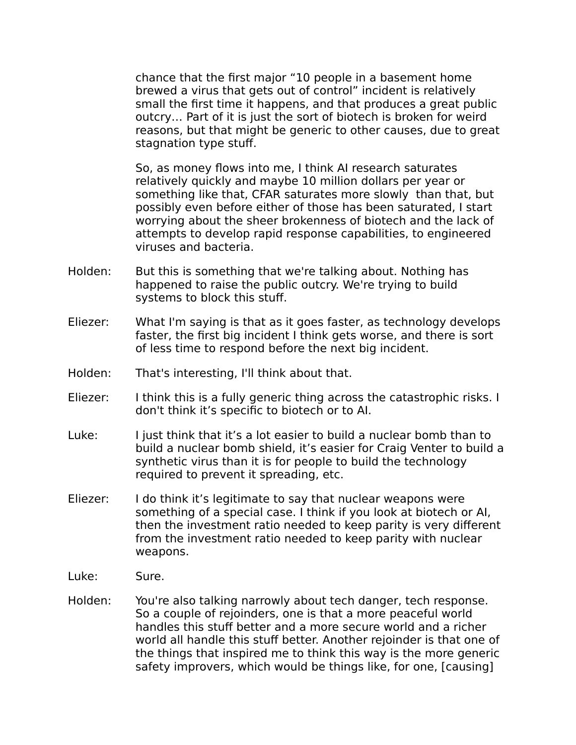chance that the first major "10 people in a basement home brewed a virus that gets out of control" incident is relatively small the first time it happens, and that produces a great public outcry… Part of it is just the sort of biotech is broken for weird reasons, but that might be generic to other causes, due to great stagnation type stuff.

So, as money flows into me, I think AI research saturates relatively quickly and maybe 10 million dollars per year or something like that, CFAR saturates more slowly than that, but possibly even before either of those has been saturated, I start worrying about the sheer brokenness of biotech and the lack of attempts to develop rapid response capabilities, to engineered viruses and bacteria.

Holden: But this is something that we're talking about. Nothing has happened to raise the public outcry. We're trying to build systems to block this stuff.

Eliezer: What I'm saying is that as it goes faster, as technology develops faster, the first big incident I think gets worse, and there is sort of less time to respond before the next big incident.

Holden: That's interesting, I'll think about that.

Eliezer: I think this is a fully generic thing across the catastrophic risks. I don't think it's specific to biotech or to AI.

Luke: I just think that it's a lot easier to build a nuclear bomb than to build a nuclear bomb shield, it's easier for Craig Venter to build a synthetic virus than it is for people to build the technology required to prevent it spreading, etc.

Eliezer: I do think it's legitimate to say that nuclear weapons were something of a special case. I think if you look at biotech or AI, then the investment ratio needed to keep parity is very different from the investment ratio needed to keep parity with nuclear weapons.

Luke: Sure.

Holden: You're also talking narrowly about tech danger, tech response. So a couple of rejoinders, one is that a more peaceful world handles this stuff better and a more secure world and a richer world all handle this stuff better. Another rejoinder is that one of the things that inspired me to think this way is the more generic safety improvers, which would be things like, for one, [causing]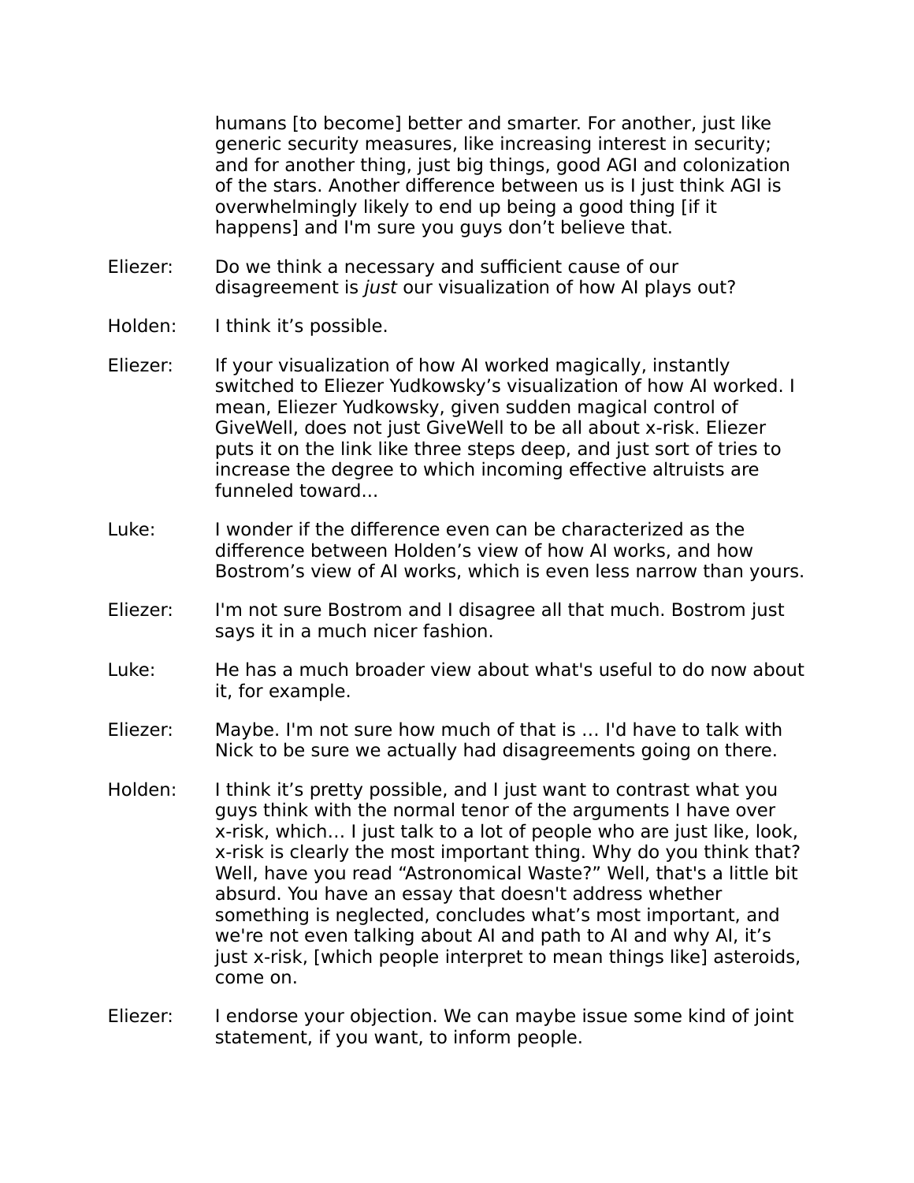humans [to become] better and smarter. For another, just like generic security measures, like increasing interest in security; and for another thing, just big things, good AGI and colonization of the stars. Another difference between us is I just think AGI is overwhelmingly likely to end up being a good thing [if it happens] and I'm sure you guys don't believe that.

Eliezer: Do we think a necessary and sufficient cause of our disagreement is *just* our visualization of how AI plays out?

Holden: I think it's possible.

Eliezer: If your visualization of how AI worked magically, instantly switched to Eliezer Yudkowsky's visualization of how AI worked. I mean, Eliezer Yudkowsky, given sudden magical control of GiveWell, does not just GiveWell to be all about x-risk. Eliezer puts it on the link like three steps deep, and just sort of tries to increase the degree to which incoming effective altruists are funneled toward...

Luke: I wonder if the difference even can be characterized as the difference between Holden's view of how AI works, and how Bostrom's view of AI works, which is even less narrow than yours.

Eliezer: I'm not sure Bostrom and I disagree all that much. Bostrom just says it in a much nicer fashion.

Luke: He has a much broader view about what's useful to do now about it, for example.

Eliezer: Maybe. I'm not sure how much of that is … I'd have to talk with Nick to be sure we actually had disagreements going on there.

Holden: I think it's pretty possible, and I just want to contrast what you guys think with the normal tenor of the arguments I have over x-risk, which… I just talk to a lot of people who are just like, look, x-risk is clearly the most important thing. Why do you think that? Well, have you read "Astronomical Waste?" Well, that's a little bit absurd. You have an essay that doesn't address whether something is neglected, concludes what's most important, and we're not even talking about AI and path to AI and why AI, it's just x-risk, [which people interpret to mean things like] asteroids, come on.

Eliezer: I endorse your objection. We can maybe issue some kind of joint statement, if you want, to inform people.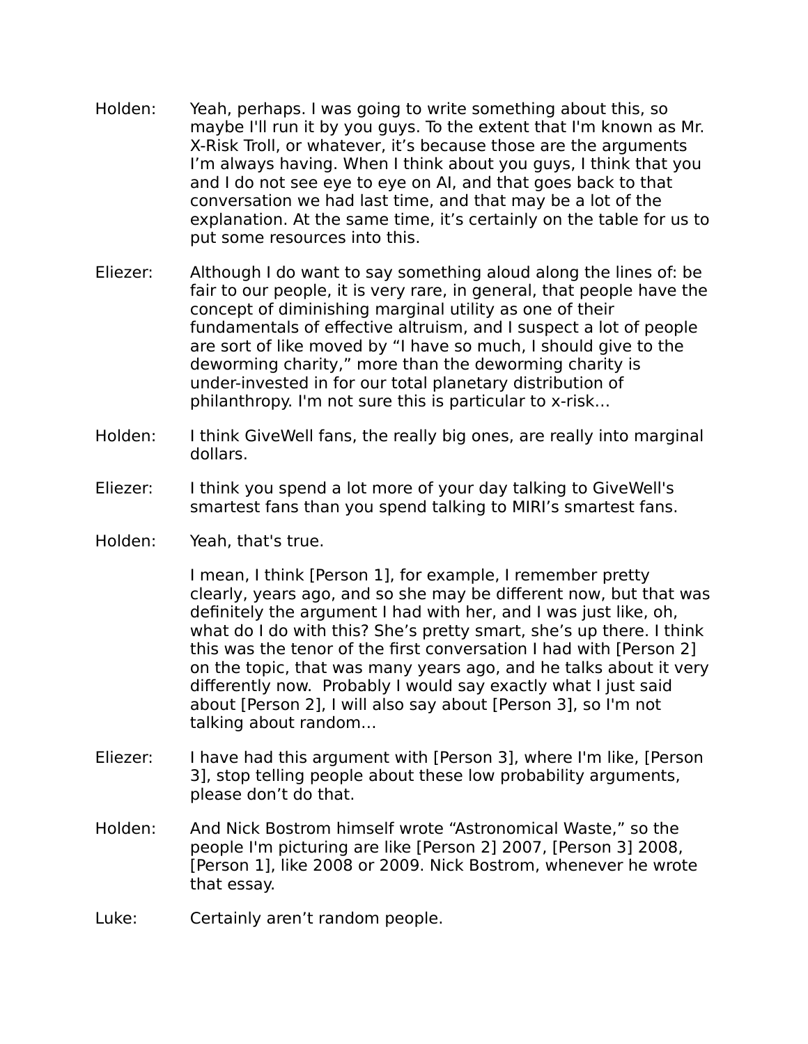Holden: Yeah, perhaps. I was going to write something about this, so maybe I'll run it by you guys. To the extent that I'm known as Mr. X-Risk Troll, or whatever, it's because those are the arguments I'm always having. When I think about you guys, I think that you and I do not see eye to eye on AI, and that goes back to that conversation we had last time, and that may be a lot of the explanation. At the same time, it's certainly on the table for us to put some resources into this.

Eliezer: Although I do want to say something aloud along the lines of: be fair to our people, it is very rare, in general, that people have the concept of diminishing marginal utility as one of their fundamentals of effective altruism, and I suspect a lot of people are sort of like moved by "I have so much, I should give to the deworming charity," more than the deworming charity is under-invested in for our total planetary distribution of philanthropy. I'm not sure this is particular to x-risk…

Holden: I think GiveWell fans, the really big ones, are really into marginal dollars.

Eliezer: I think you spend a lot more of your day talking to GiveWell's smartest fans than you spend talking to MIRI's smartest fans.

Holden: Yeah, that's true.

I mean, I think [Person 1], for example, I remember pretty clearly, years ago, and so she may be different now, but that was definitely the argument I had with her, and I was just like, oh, what do I do with this? She's pretty smart, she's up there. I think this was the tenor of the first conversation I had with [Person 2] on the topic, that was many years ago, and he talks about it very differently now. Probably I would say exactly what I just said about [Person 2], I will also say about [Person 3], so I'm not talking about random…

Eliezer: I have had this argument with [Person 3], where I'm like, [Person 3], stop telling people about these low probability arguments, please don't do that.

Holden: And Nick Bostrom himself wrote "Astronomical Waste," so the people I'm picturing are like [Person 2] 2007, [Person 3] 2008, [Person 1], like 2008 or 2009. Nick Bostrom, whenever he wrote that essay.

Luke: Certainly aren't random people.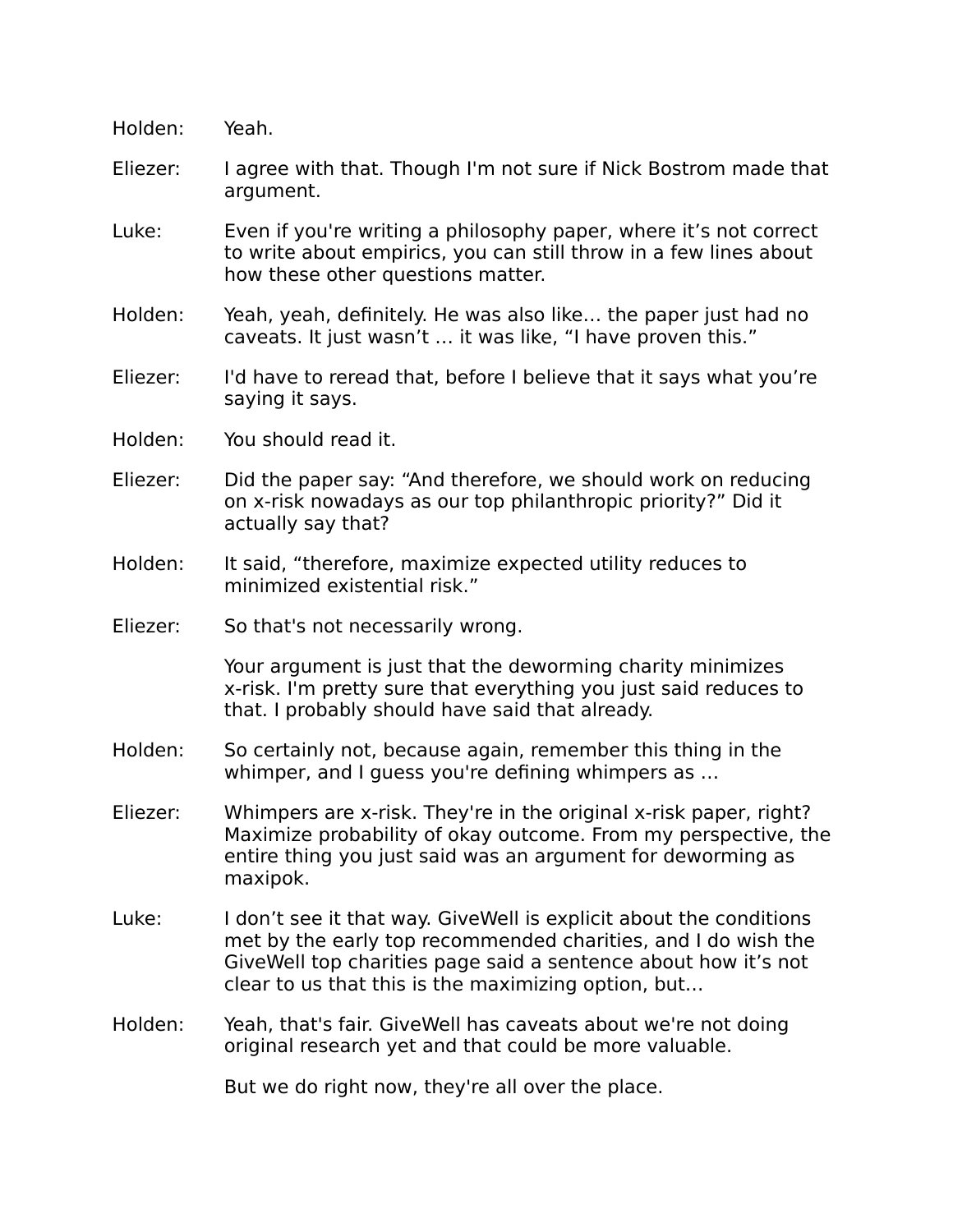Holden: Yeah.

Eliezer: I agree with that. Though I'm not sure if Nick Bostrom made that argument.

Luke: Even if you're writing a philosophy paper, where it's not correct to write about empirics, you can still throw in a few lines about how these other questions matter.

Holden: Yeah, yeah, definitely. He was also like… the paper just had no caveats. It just wasn't … it was like, "I have proven this."

Eliezer: I'd have to reread that, before I believe that it says what you're saying it says.

Holden: You should read it.

Eliezer: Did the paper say: "And therefore, we should work on reducing on x-risk nowadays as our top philanthropic priority?" Did it actually say that?

Holden: It said, "therefore, maximize expected utility reduces to minimized existential risk."

Eliezer: So that's not necessarily wrong.

Your argument is just that the deworming charity minimizes x-risk. I'm pretty sure that everything you just said reduces to that. I probably should have said that already.

Holden: So certainly not, because again, remember this thing in the whimper, and I guess you're defining whimpers as …

Eliezer: Whimpers are x-risk. They're in the original x-risk paper, right? Maximize probability of okay outcome. From my perspective, the entire thing you just said was an argument for deworming as maxipok.

Luke: I don't see it that way. GiveWell is explicit about the conditions met by the early top recommended charities, and I do wish the GiveWell top charities page said a sentence about how it's not clear to us that this is the maximizing option, but…

Holden: Yeah, that's fair. GiveWell has caveats about we're not doing original research yet and that could be more valuable.

But we do right now, they're all over the place.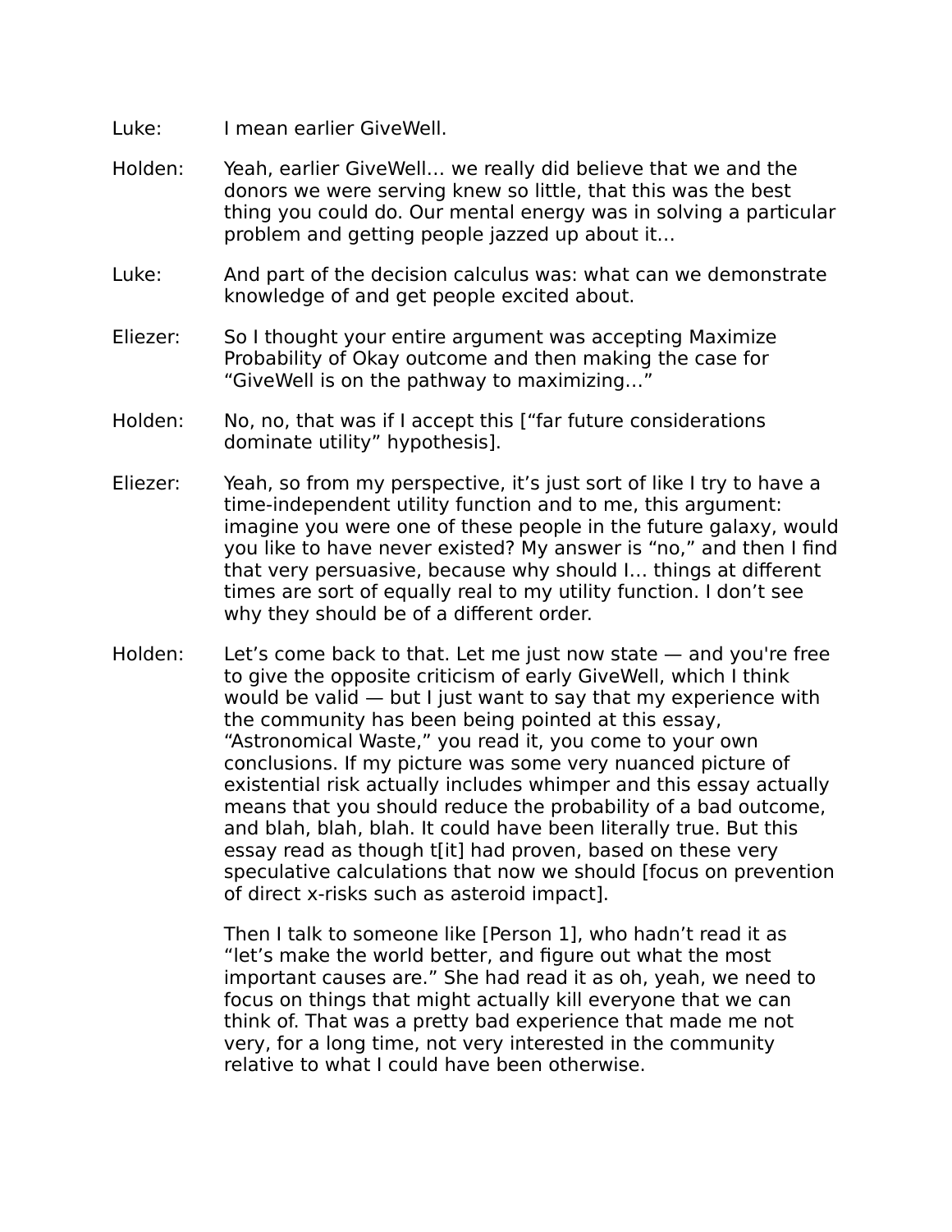Luke: I mean earlier GiveWell.

Holden: Yeah, earlier GiveWell… we really did believe that we and the donors we were serving knew so little, that this was the best thing you could do. Our mental energy was in solving a particular problem and getting people jazzed up about it…

Luke: And part of the decision calculus was: what can we demonstrate knowledge of and get people excited about.

Eliezer: So I thought your entire argument was accepting Maximize Probability of Okay outcome and then making the case for "GiveWell is on the pathway to maximizing…"

Holden: No, no, that was if I accept this ["far future considerations dominate utility" hypothesis].

Eliezer: Yeah, so from my perspective, it's just sort of like I try to have a time-independent utility function and to me, this argument: imagine you were one of these people in the future galaxy, would you like to have never existed? My answer is "no," and then I find that very persuasive, because why should I… things at different times are sort of equally real to my utility function. I don't see why they should be of a different order.

Holden: Let's come back to that. Let me just now state — and you're free to give the opposite criticism of early GiveWell, which I think would be valid — but I just want to say that my experience with the community has been being pointed at this essay, "Astronomical Waste," you read it, you come to your own conclusions. If my picture was some very nuanced picture of existential risk actually includes whimper and this essay actually means that you should reduce the probability of a bad outcome, and blah, blah, blah. It could have been literally true. But this essay read as though t[it] had proven, based on these very speculative calculations that now we should [focus on prevention of direct x-risks such as asteroid impact].

Then I talk to someone like [Person 1], who hadn't read it as "let's make the world better, and figure out what the most important causes are." She had read it as oh, yeah, we need to focus on things that might actually kill everyone that we can think of. That was a pretty bad experience that made me not very, for a long time, not very interested in the community relative to what I could have been otherwise.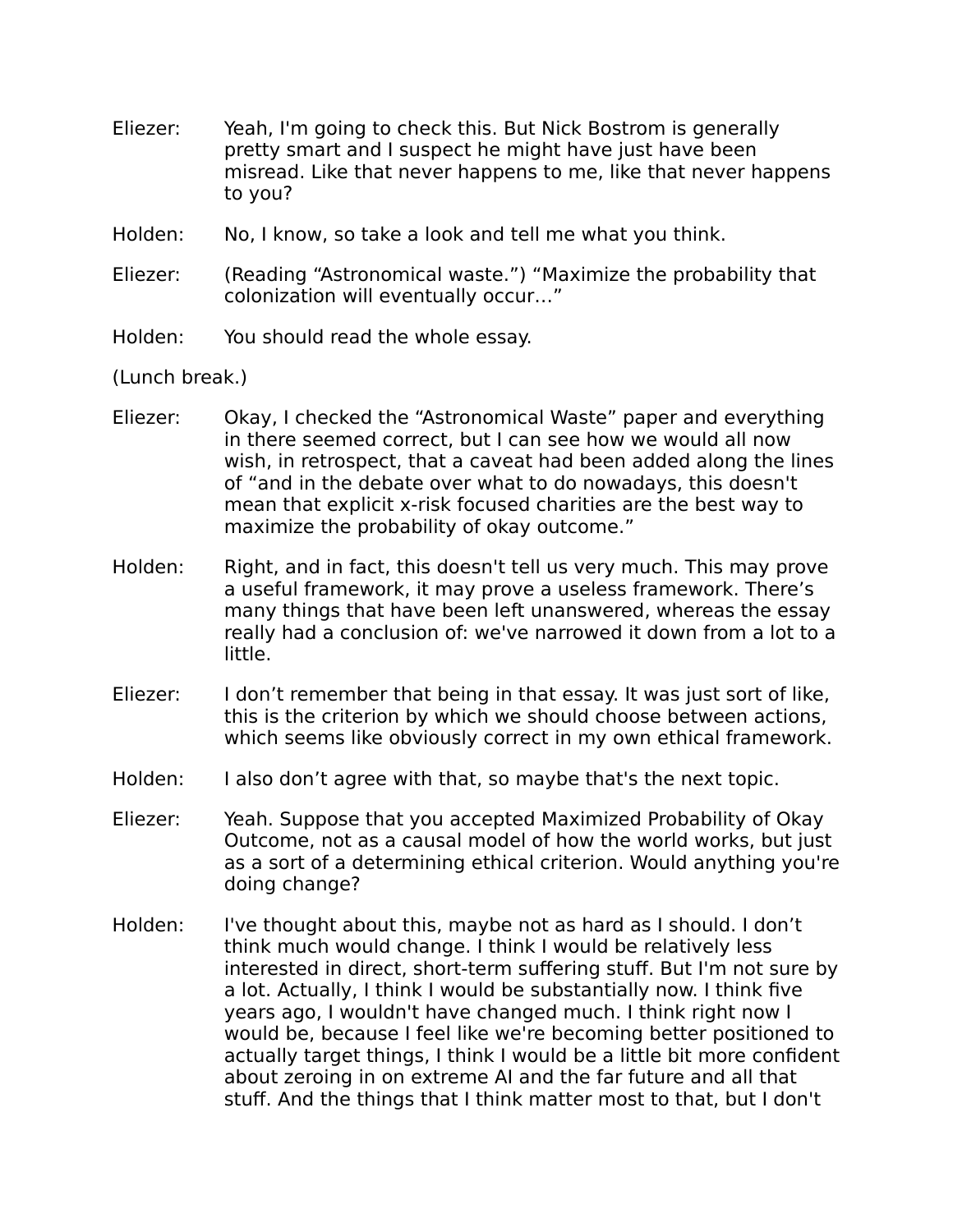Eliezer: Yeah, I'm going to check this. But Nick Bostrom is generally pretty smart and I suspect he might have just have been misread. Like that never happens to me, like that never happens to you?

Holden: No, I know, so take a look and tell me what you think.

Eliezer: (Reading "Astronomical waste.") "Maximize the probability that colonization will eventually occur…"

Holden: You should read the whole essay.

(Lunch break.)

Eliezer: Okay, I checked the "Astronomical Waste" paper and everything in there seemed correct, but I can see how we would all now wish, in retrospect, that a caveat had been added along the lines of "and in the debate over what to do nowadays, this doesn't mean that explicit x-risk focused charities are the best way to maximize the probability of okay outcome."

Holden: Right, and in fact, this doesn't tell us very much. This may prove a useful framework, it may prove a useless framework. There's many things that have been left unanswered, whereas the essay really had a conclusion of: we've narrowed it down from a lot to a little.

Eliezer: I don't remember that being in that essay. It was just sort of like, this is the criterion by which we should choose between actions, which seems like obviously correct in my own ethical framework.

Holden: I also don't agree with that, so maybe that's the next topic.

Eliezer: Yeah. Suppose that you accepted Maximized Probability of Okay Outcome, not as a causal model of how the world works, but just as a sort of a determining ethical criterion. Would anything you're doing change?

Holden: I've thought about this, maybe not as hard as I should. I don't think much would change. I think I would be relatively less interested in direct, short-term suffering stuff. But I'm not sure by a lot. Actually, I think I would be substantially now. I think five years ago, I wouldn't have changed much. I think right now I would be, because I feel like we're becoming better positioned to actually target things, I think I would be a little bit more confident about zeroing in on extreme AI and the far future and all that stuff. And the things that I think matter most to that, but I don't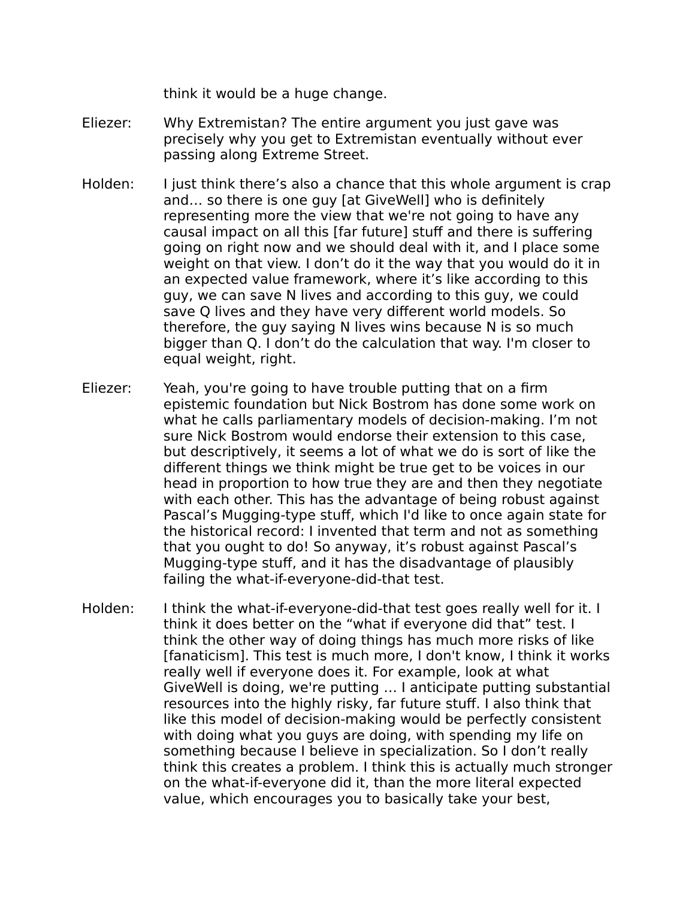think it would be a huge change.

Eliezer: Why Extremistan? The entire argument you just gave was precisely why you get to Extremistan eventually without ever passing along Extreme Street.

Holden: I just think there's also a chance that this whole argument is crap and… so there is one guy [at GiveWell] who is definitely representing more the view that we're not going to have any causal impact on all this [far future] stuff and there is suffering going on right now and we should deal with it, and I place some weight on that view. I don't do it the way that you would do it in an expected value framework, where it's like according to this guy, we can save N lives and according to this guy, we could save Q lives and they have very different world models. So therefore, the guy saying N lives wins because N is so much bigger than Q. I don't do the calculation that way. I'm closer to equal weight, right.

Eliezer: Yeah, you're going to have trouble putting that on a firm epistemic foundation but Nick Bostrom has done some work on what he calls parliamentary models of decision-making. I'm not sure Nick Bostrom would endorse their extension to this case, but descriptively, it seems a lot of what we do is sort of like the different things we think might be true get to be voices in our head in proportion to how true they are and then they negotiate with each other. This has the advantage of being robust against Pascal's Mugging-type stuff, which I'd like to once again state for the historical record: I invented that term and not as something that you ought to do! So anyway, it's robust against Pascal's Mugging-type stuff, and it has the disadvantage of plausibly failing the what-if-everyone-did-that test.

Holden: I think the what-if-everyone-did-that test goes really well for it. I think it does better on the "what if everyone did that" test. I think the other way of doing things has much more risks of like [fanaticism]. This test is much more, I don't know, I think it works really well if everyone does it. For example, look at what GiveWell is doing, we're putting … I anticipate putting substantial resources into the highly risky, far future stuff. I also think that like this model of decision-making would be perfectly consistent with doing what you guys are doing, with spending my life on something because I believe in specialization. So I don't really think this creates a problem. I think this is actually much stronger on the what-if-everyone did it, than the more literal expected value, which encourages you to basically take your best,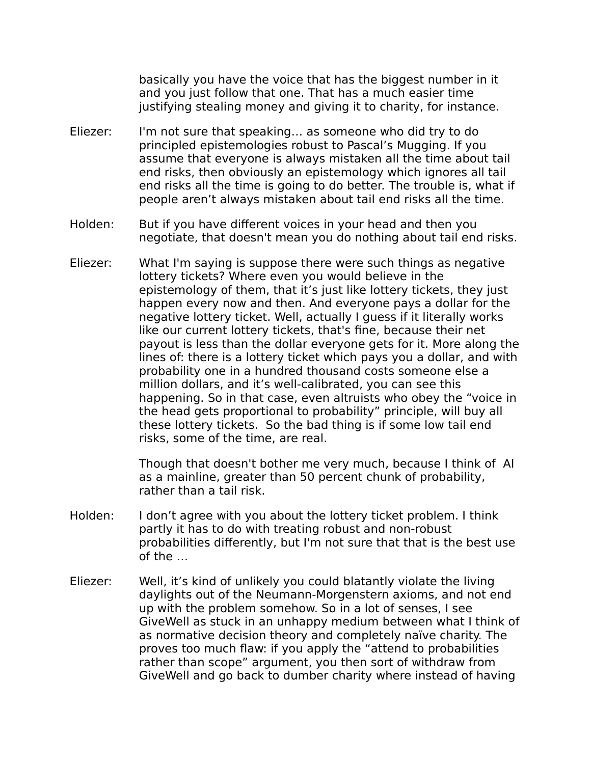basically you have the voice that has the biggest number in it and you just follow that one. That has a much easier time justifying stealing money and giving it to charity, for instance.

Eliezer: I'm not sure that speaking… as someone who did try to do principled epistemologies robust to Pascal's Mugging. If you assume that everyone is always mistaken all the time about tail end risks, then obviously an epistemology which ignores all tail end risks all the time is going to do better. The trouble is, what if people aren't always mistaken about tail end risks all the time.

Holden: But if you have different voices in your head and then you negotiate, that doesn't mean you do nothing about tail end risks.

Eliezer: What I'm saying is suppose there were such things as negative lottery tickets? Where even you would believe in the epistemology of them, that it's just like lottery tickets, they just happen every now and then. And everyone pays a dollar for the negative lottery ticket. Well, actually I guess if it literally works like our current lottery tickets, that's fine, because their net payout is less than the dollar everyone gets for it. More along the lines of: there is a lottery ticket which pays you a dollar, and with probability one in a hundred thousand costs someone else a million dollars, and it's well-calibrated, you can see this happening. So in that case, even altruists who obey the "voice in the head gets proportional to probability" principle, will buy all these lottery tickets. So the bad thing is if some low tail end risks, some of the time, are real.

Though that doesn't bother me very much, because I think of AI as a mainline, greater than 50 percent chunk of probability, rather than a tail risk.

Holden: I don't agree with you about the lottery ticket problem. I think partly it has to do with treating robust and non-robust probabilities differently, but I'm not sure that that is the best use of the …

Eliezer: Well, it's kind of unlikely you could blatantly violate the living daylights out of the Neumann-Morgenstern axioms, and not end up with the problem somehow. So in a lot of senses, I see GiveWell as stuck in an unhappy medium between what I think of as normative decision theory and completely naïve charity. The proves too much flaw: if you apply the "attend to probabilities rather than scope" argument, you then sort of withdraw from GiveWell and go back to dumber charity where instead of having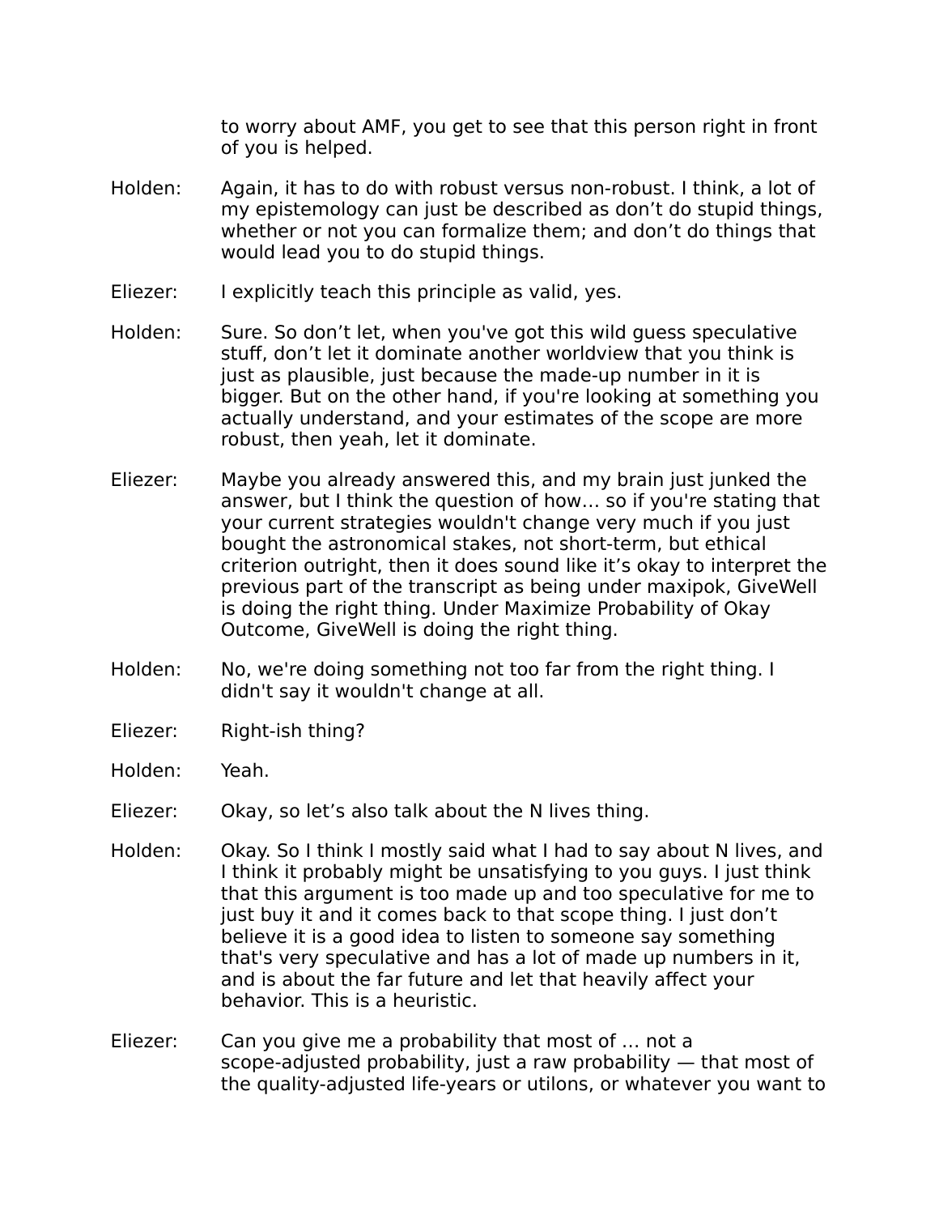to worry about AMF, you get to see that this person right in front of you is helped.

Holden: Again, it has to do with robust versus non-robust. I think, a lot of my epistemology can just be described as don't do stupid things, whether or not you can formalize them; and don't do things that would lead you to do stupid things.

Eliezer: I explicitly teach this principle as valid, yes.

Holden: Sure. So don't let, when you've got this wild guess speculative stuff, don't let it dominate another worldview that you think is just as plausible, just because the made-up number in it is bigger. But on the other hand, if you're looking at something you actually understand, and your estimates of the scope are more robust, then yeah, let it dominate.

Eliezer: Maybe you already answered this, and my brain just junked the answer, but I think the question of how… so if you're stating that your current strategies wouldn't change very much if you just bought the astronomical stakes, not short-term, but ethical criterion outright, then it does sound like it's okay to interpret the previous part of the transcript as being under maxipok, GiveWell is doing the right thing. Under Maximize Probability of Okay Outcome, GiveWell is doing the right thing.

Holden: No, we're doing something not too far from the right thing. I didn't say it wouldn't change at all.

Eliezer: Right-ish thing?

Holden: Yeah.

Eliezer: Okay, so let's also talk about the N lives thing.

Holden: Okay. So I think I mostly said what I had to say about N lives, and I think it probably might be unsatisfying to you guys. I just think that this argument is too made up and too speculative for me to just buy it and it comes back to that scope thing. I just don't believe it is a good idea to listen to someone say something that's very speculative and has a lot of made up numbers in it, and is about the far future and let that heavily affect your behavior. This is a heuristic.

Eliezer: Can you give me a probability that most of … not a scope-adjusted probability, just a raw probability — that most of the quality-adjusted life-years or utilons, or whatever you want to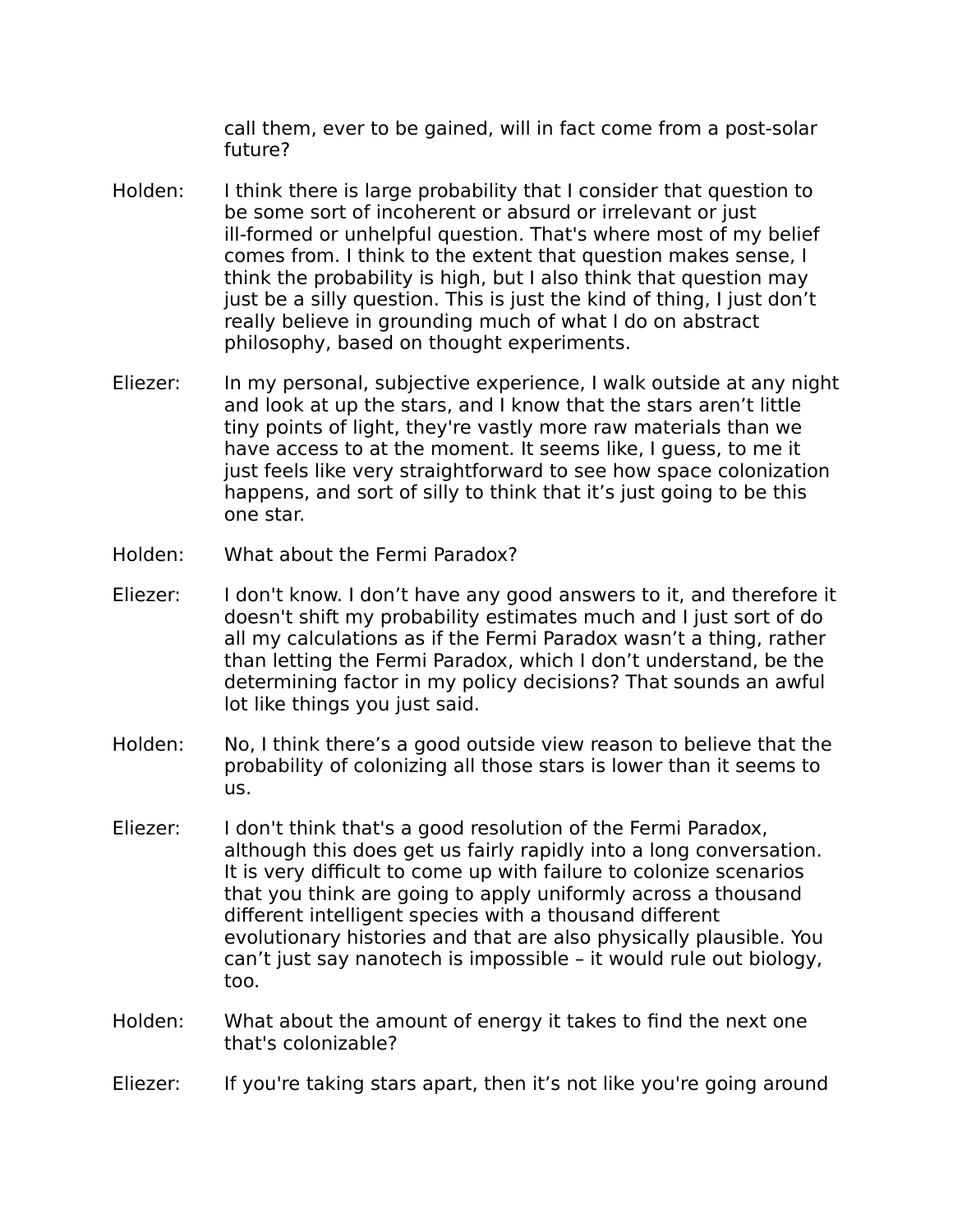call them, ever to be gained, will in fact come from a post-solar future?

Holden: I think there is large probability that I consider that question to be some sort of incoherent or absurd or irrelevant or just ill-formed or unhelpful question. That's where most of my belief comes from. I think to the extent that question makes sense, I think the probability is high, but I also think that question may just be a silly question. This is just the kind of thing, I just don't really believe in grounding much of what I do on abstract philosophy, based on thought experiments.

Eliezer: In my personal, subjective experience, I walk outside at any night and look at up the stars, and I know that the stars aren't little tiny points of light, they're vastly more raw materials than we have access to at the moment. It seems like, I guess, to me it just feels like very straightforward to see how space colonization happens, and sort of silly to think that it's just going to be this one star.

Holden: What about the Fermi Paradox?

Eliezer: I don't know. I don't have any good answers to it, and therefore it doesn't shift my probability estimates much and I just sort of do all my calculations as if the Fermi Paradox wasn't a thing, rather than letting the Fermi Paradox, which I don't understand, be the determining factor in my policy decisions? That sounds an awful lot like things you just said.

Holden: No, I think there's a good outside view reason to believe that the probability of colonizing all those stars is lower than it seems to us.

Eliezer: I don't think that's a good resolution of the Fermi Paradox, although this does get us fairly rapidly into a long conversation. It is very difficult to come up with failure to colonize scenarios that you think are going to apply uniformly across a thousand different intelligent species with a thousand different evolutionary histories and that are also physically plausible. You can't just say nanotech is impossible – it would rule out biology, too.

Holden: What about the amount of energy it takes to find the next one that's colonizable?

Eliezer: If you're taking stars apart, then it's not like you're going around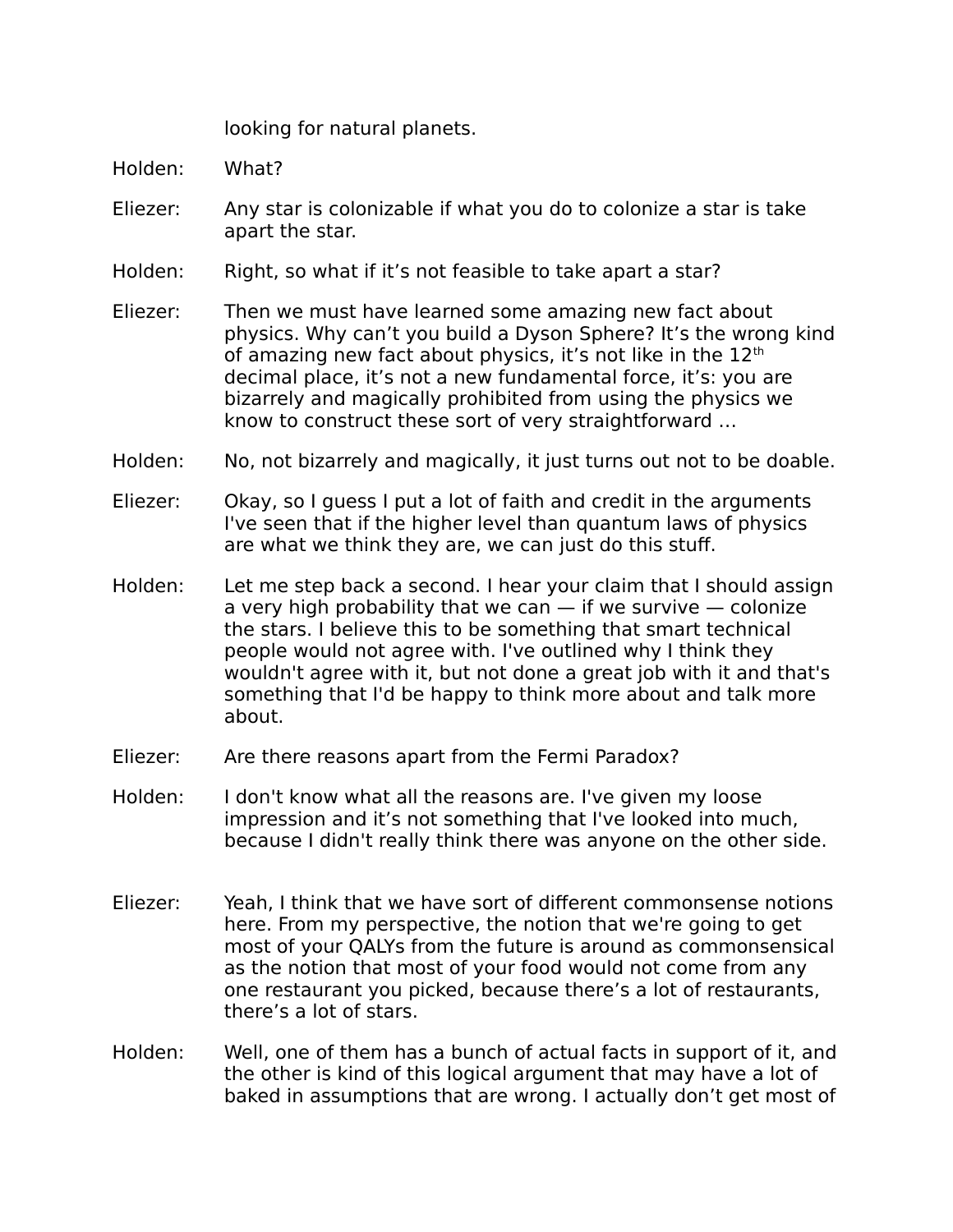looking for natural planets.

Holden: What?

Eliezer: Any star is colonizable if what you do to colonize a star is take apart the star.

Holden: Right, so what if it's not feasible to take apart a star?

Eliezer: Then we must have learned some amazing new fact about physics. Why can't you build a Dyson Sphere? It's the wrong kind of amazing new fact about physics, it's not like in the 12th decimal place, it's not a new fundamental force, it's: you are bizarrely and magically prohibited from using the physics we know to construct these sort of very straightforward …

Holden: No, not bizarrely and magically, it just turns out not to be doable.

Eliezer: Okay, so I guess I put a lot of faith and credit in the arguments I've seen that if the higher level than quantum laws of physics are what we think they are, we can just do this stuff.

Holden: Let me step back a second. I hear your claim that I should assign a very high probability that we can — if we survive — colonize the stars. I believe this to be something that smart technical people would not agree with. I've outlined why I think they wouldn't agree with it, but not done a great job with it and that's something that I'd be happy to think more about and talk more about.

Eliezer: Are there reasons apart from the Fermi Paradox?

Holden: I don't know what all the reasons are. I've given my loose impression and it's not something that I've looked into much, because I didn't really think there was anyone on the other side.

Eliezer: Yeah, I think that we have sort of different commonsense notions here. From my perspective, the notion that we're going to get most of your QALYs from the future is around as commonsensical as the notion that most of your food would not come from any one restaurant you picked, because there's a lot of restaurants, there's a lot of stars.

Holden: Well, one of them has a bunch of actual facts in support of it, and the other is kind of this logical argument that may have a lot of baked in assumptions that are wrong. I actually don't get most of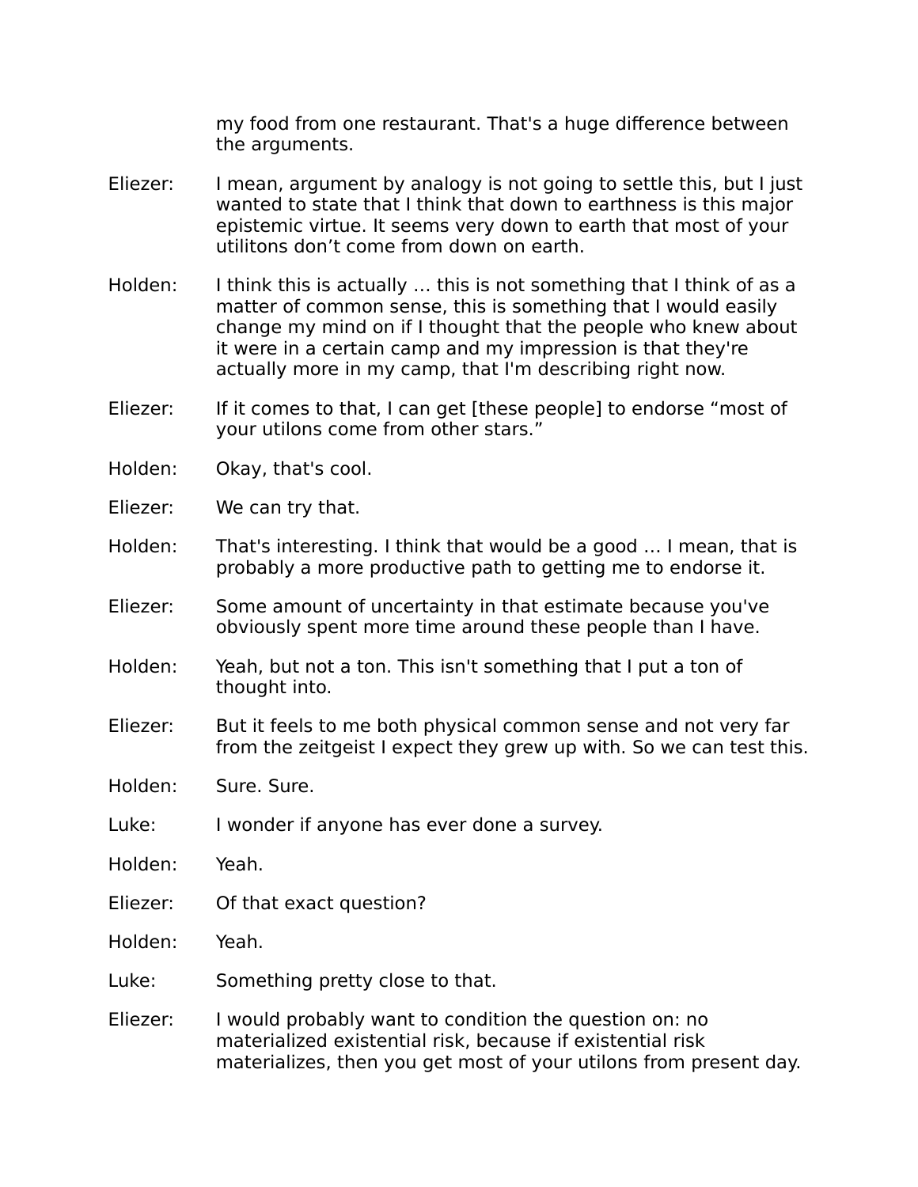my food from one restaurant. That's a huge difference between the arguments.

**Eliezer:** I mean, argument by analogy is not going to settle this, but I just wanted to state that I think that down to earthness is this major epistemic virtue. It seems very down to earth that most of your utilitons don't come from down on earth.

**Holden:** I think this is actually … this is not something that I think of as a matter of common sense, this is something that I would easily change my mind on if I thought that the people who knew about it were in a certain camp and my impression is that they're actually more in my camp, that I'm describing right now.

**Eliezer:** If it comes to that, I can get [these people] to endorse "most of your utilons come from other stars."

**Holden:** Okay, that's cool.

**Eliezer:** We can try that.

**Holden:** That's interesting. I think that would be a good … I mean, that is probably a more productive path to getting me to endorse it.

**Eliezer:** Some amount of uncertainty in that estimate because you've obviously spent more time around these people than I have.

**Holden:** Yeah, but not a ton. This isn't something that I put a ton of thought into.

**Eliezer:** But it feels to me both physical common sense and not very far from the zeitgeist I expect they grew up with. So we can test this.

**Holden:** Sure. Sure.

**Luke:** I wonder if anyone has ever done a survey.

**Holden:** Yeah.

**Eliezer:** Of that exact question?

**Holden:** Yeah.

**Luke:** Something pretty close to that.

**Eliezer:** I would probably want to condition the question on: no materialized existential risk, because if existential risk materializes, then you get most of your utilons from present day.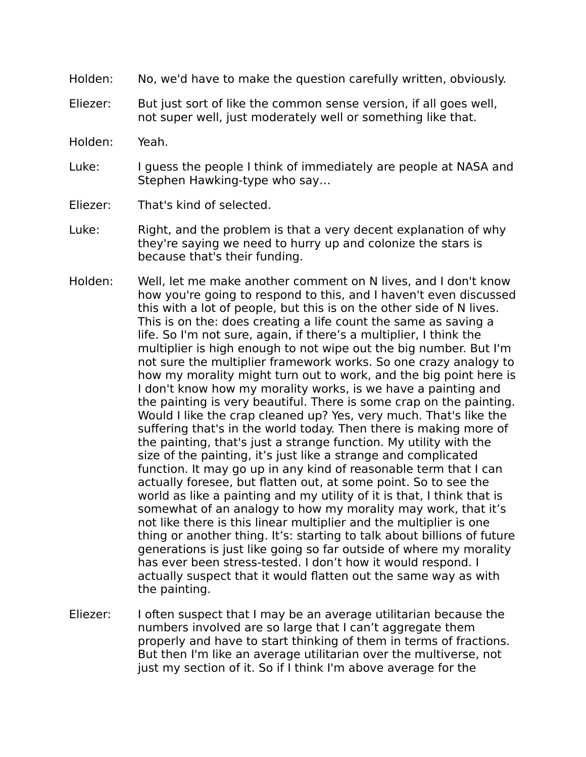Holden: No, we'd have to make the question carefully written, obviously.

Eliezer: But just sort of like the common sense version, if all goes well, not super well, just moderately well or something like that.

Holden: Yeah.

Luke: I guess the people I think of immediately are people at NASA and Stephen Hawking-type who say…

Eliezer: That's kind of selected.

Luke: Right, and the problem is that a very decent explanation of why they're saying we need to hurry up and colonize the stars is because that's their funding.

Holden: Well, let me make another comment on N lives, and I don't know how you're going to respond to this, and I haven't even discussed this with a lot of people, but this is on the other side of N lives. This is on the: does creating a life count the same as saving a life. So I'm not sure, again, if there's a multiplier, I think the multiplier is high enough to not wipe out the big number. But I'm not sure the multiplier framework works. So one crazy analogy to how my morality might turn out to work, and the big point here is I don't know how my morality works, is we have a painting and the painting is very beautiful. There is some crap on the painting. Would I like the crap cleaned up? Yes, very much. That's like the suffering that's in the world today. Then there is making more of the painting, that's just a strange function. My utility with the size of the painting, it's just like a strange and complicated function. It may go up in any kind of reasonable term that I can actually foresee, but flatten out, at some point. So to see the world as like a painting and my utility of it is that, I think that is somewhat of an analogy to how my morality may work, that it's not like there is this linear multiplier and the multiplier is one thing or another thing. It's: starting to talk about billions of future generations is just like going so far outside of where my morality has ever been stress-tested. I don't how it would respond. I actually suspect that it would flatten out the same way as with the painting.

Eliezer: I often suspect that I may be an average utilitarian because the numbers involved are so large that I can't aggregate them properly and have to start thinking of them in terms of fractions. But then I'm like an average utilitarian over the multiverse, not just my section of it. So if I think I'm above average for the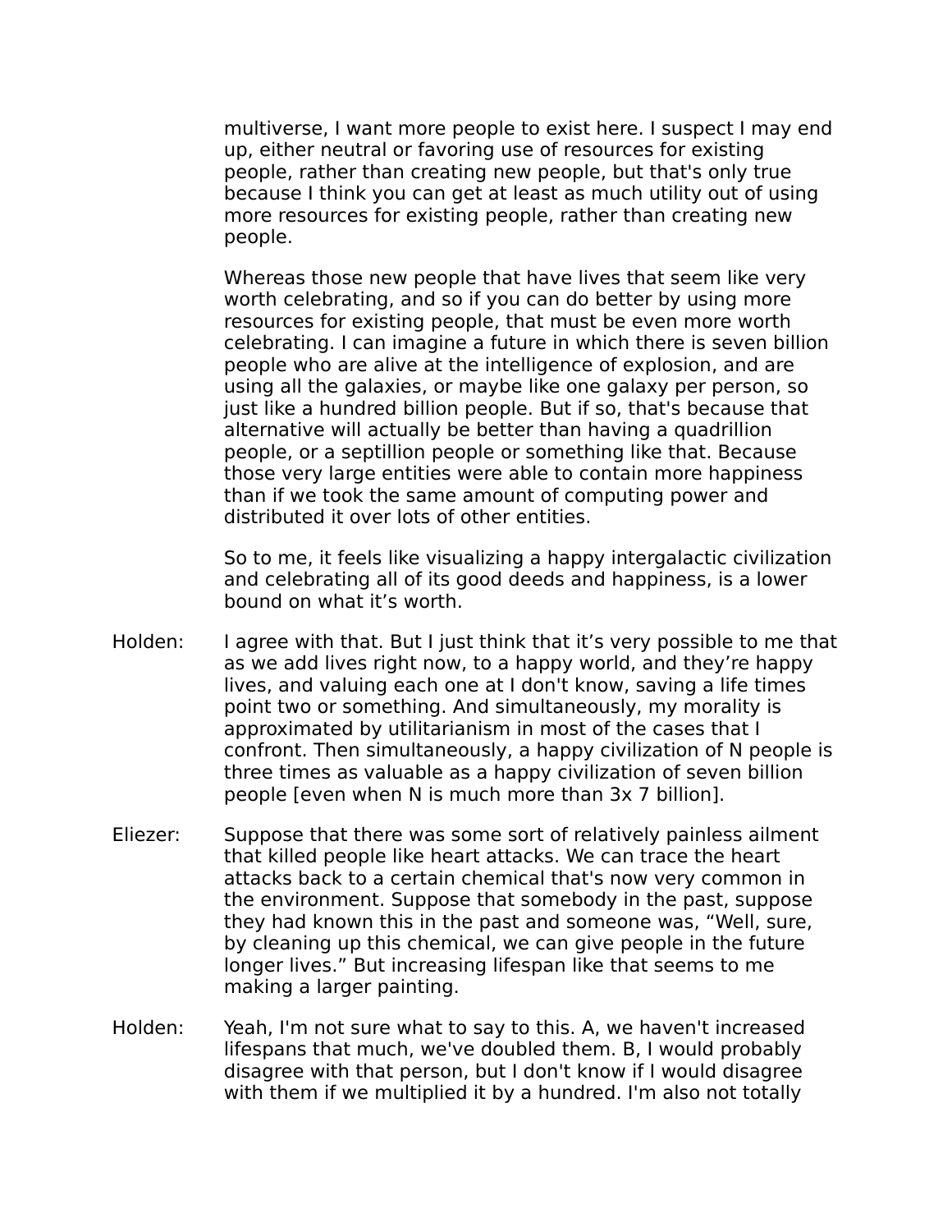multiverse, I want more people to exist here. I suspect I may end up, either neutral or favoring use of resources for existing people, rather than creating new people, but that's only true because I think you can get at least as much utility out of using more resources for existing people, rather than creating new people.

Whereas those new people that have lives that seem like very worth celebrating, and so if you can do better by using more resources for existing people, that must be even more worth celebrating. I can imagine a future in which there is seven billion people who are alive at the intelligence of explosion, and are using all the galaxies, or maybe like one galaxy per person, so just like a hundred billion people. But if so, that's because that alternative will actually be better than having a quadrillion people, or a septillion people or something like that. Because those very large entities were able to contain more happiness than if we took the same amount of computing power and distributed it over lots of other entities.

So to me, it feels like visualizing a happy intergalactic civilization and celebrating all of its good deeds and happiness, is a lower bound on what it's worth.

Holden: I agree with that. But I just think that it's very possible to me that as we add lives right now, to a happy world, and they're happy lives, and valuing each one at I don't know, saving a life times point two or something. And simultaneously, my morality is approximated by utilitarianism in most of the cases that I confront. Then simultaneously, a happy civilization of N people is three times as valuable as a happy civilization of seven billion people [even when N is much more than 3x 7 billion].

Eliezer: Suppose that there was some sort of relatively painless ailment that killed people like heart attacks. We can trace the heart attacks back to a certain chemical that's now very common in the environment. Suppose that somebody in the past, suppose they had known this in the past and someone was, "Well, sure, by cleaning up this chemical, we can give people in the future longer lives." But increasing lifespan like that seems to me making a larger painting.

Holden: Yeah, I'm not sure what to say to this. A, we haven't increased lifespans that much, we've doubled them. B, I would probably disagree with that person, but I don't know if I would disagree with them if we multiplied it by a hundred. I'm also not totally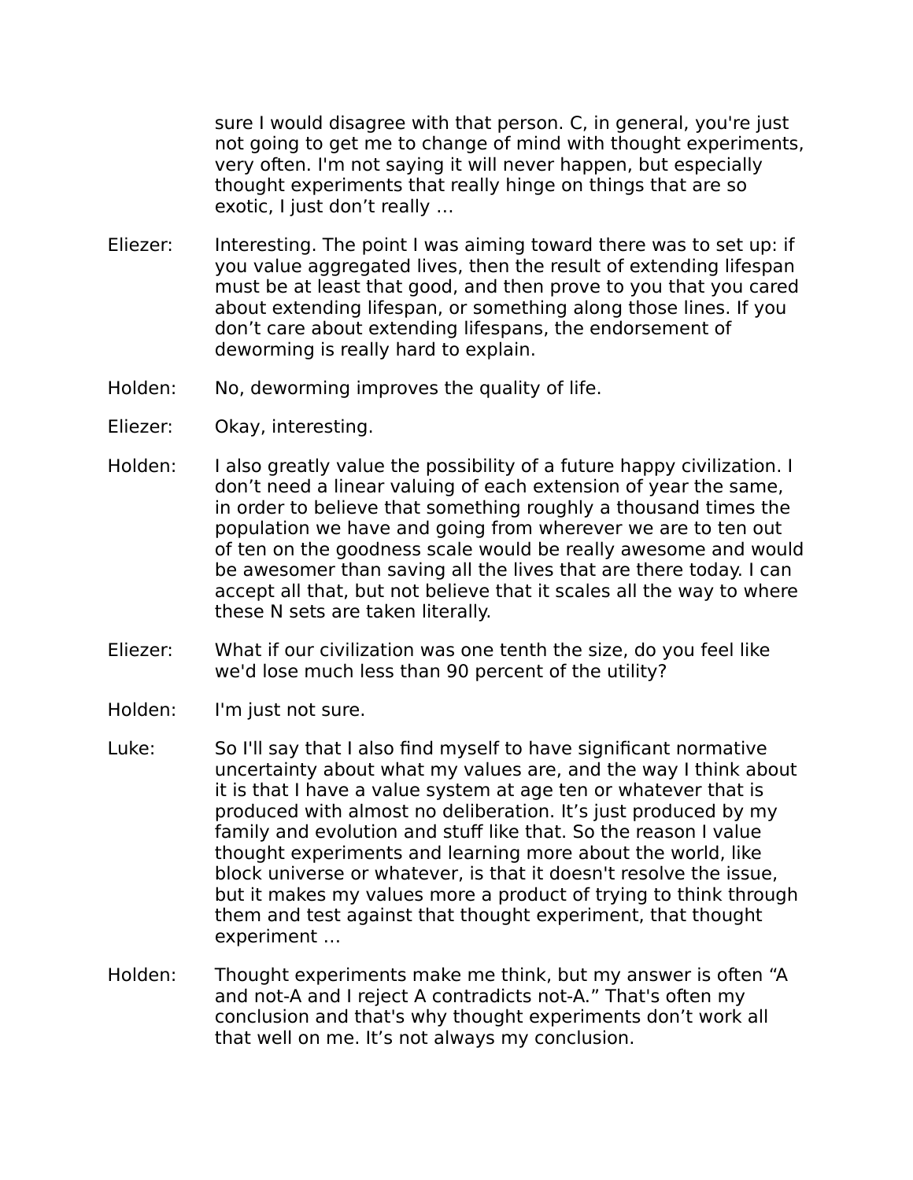sure I would disagree with that person. C, in general, you're just not going to get me to change of mind with thought experiments, very often. I'm not saying it will never happen, but especially thought experiments that really hinge on things that are so exotic, I just don't really …

Eliezer: Interesting. The point I was aiming toward there was to set up: if you value aggregated lives, then the result of extending lifespan must be at least that good, and then prove to you that you cared about extending lifespan, or something along those lines. If you don't care about extending lifespans, the endorsement of deworming is really hard to explain.

Holden: No, deworming improves the quality of life.

Eliezer: Okay, interesting.

Holden: I also greatly value the possibility of a future happy civilization. I don't need a linear valuing of each extension of year the same, in order to believe that something roughly a thousand times the population we have and going from wherever we are to ten out of ten on the goodness scale would be really awesome and would be awesomer than saving all the lives that are there today. I can accept all that, but not believe that it scales all the way to where these N sets are taken literally.

Eliezer: What if our civilization was one tenth the size, do you feel like we'd lose much less than 90 percent of the utility?

Holden: I'm just not sure.

Luke: So I'll say that I also find myself to have significant normative uncertainty about what my values are, and the way I think about it is that I have a value system at age ten or whatever that is produced with almost no deliberation. It's just produced by my family and evolution and stuff like that. So the reason I value thought experiments and learning more about the world, like block universe or whatever, is that it doesn't resolve the issue, but it makes my values more a product of trying to think through them and test against that thought experiment, that thought experiment …

Holden: Thought experiments make me think, but my answer is often "A and not-A and I reject A contradicts not-A." That's often my conclusion and that's why thought experiments don't work all that well on me. It's not always my conclusion.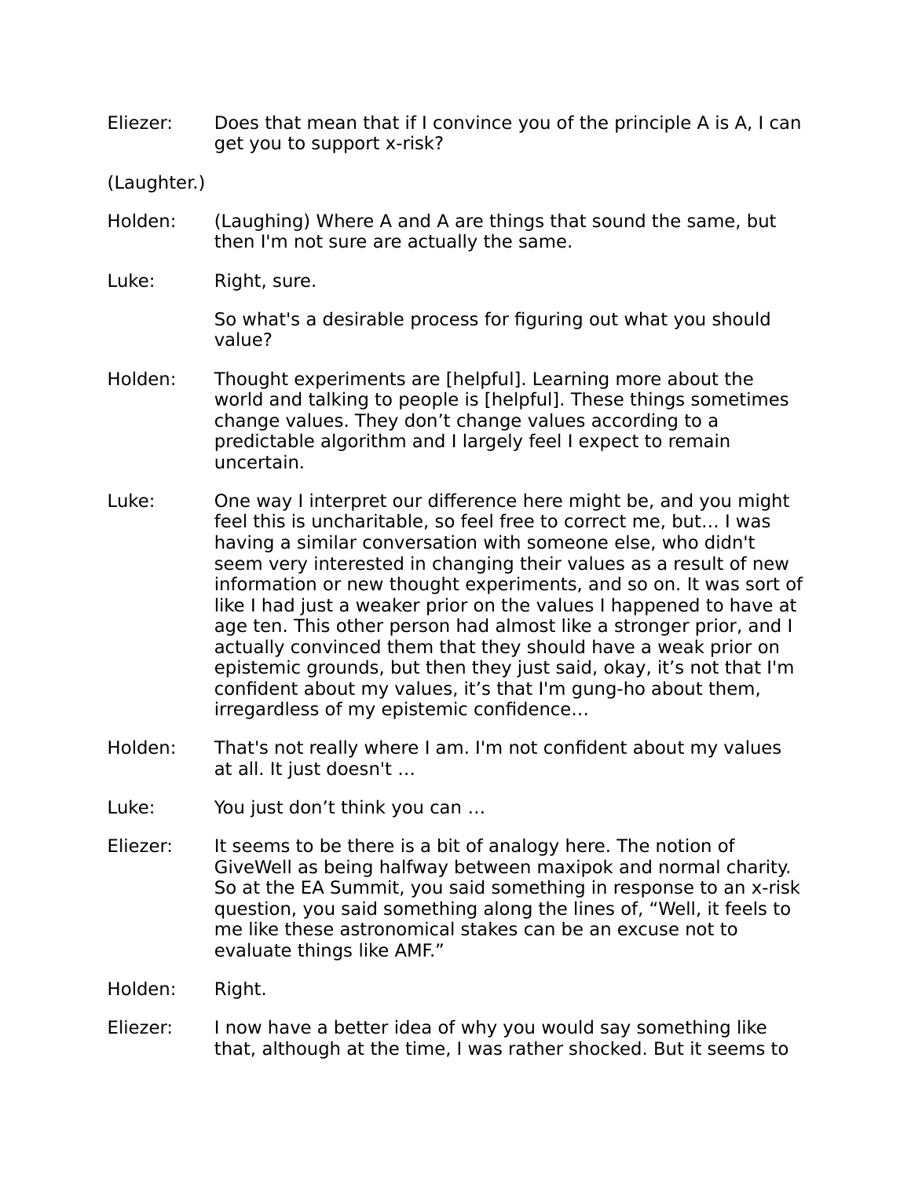Eliezer: Does that mean that if I convince you of the principle A is A, I can get you to support x-risk?

(Laughter.)

Holden: (Laughing) Where A and A are things that sound the same, but then I'm not sure are actually the same.

Luke: Right, sure.

So what's a desirable process for figuring out what you should value?

Holden: Thought experiments are [helpful]. Learning more about the world and talking to people is [helpful]. These things sometimes change values. They don't change values according to a predictable algorithm and I largely feel I expect to remain uncertain.

Luke: One way I interpret our difference here might be, and you might feel this is uncharitable, so feel free to correct me, but… I was having a similar conversation with someone else, who didn't seem very interested in changing their values as a result of new information or new thought experiments, and so on. It was sort of like I had just a weaker prior on the values I happened to have at age ten. This other person had almost like a stronger prior, and I actually convinced them that they should have a weak prior on epistemic grounds, but then they just said, okay, it's not that I'm confident about my values, it's that I'm gung-ho about them, irregardless of my epistemic confidence…

Holden: That's not really where I am. I'm not confident about my values at all. It just doesn't …

Luke: You just don't think you can …

Eliezer: It seems to be there is a bit of analogy here. The notion of GiveWell as being halfway between maxipok and normal charity. So at the EA Summit, you said something in response to an x-risk question, you said something along the lines of, "Well, it feels to me like these astronomical stakes can be an excuse not to evaluate things like AMF."

Holden: Right.

Eliezer: I now have a better idea of why you would say something like that, although at the time, I was rather shocked. But it seems to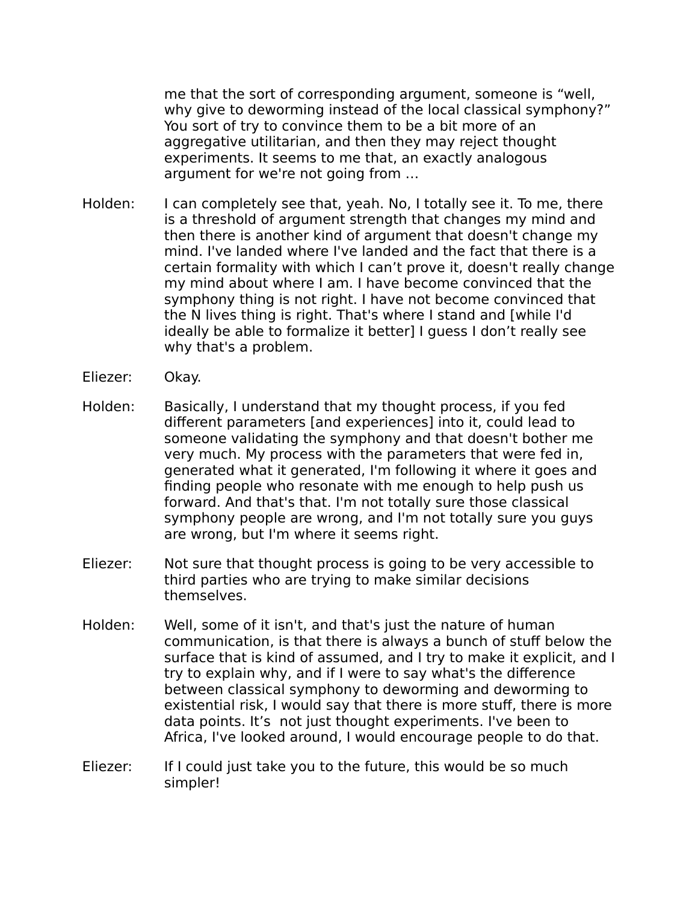me that the sort of corresponding argument, someone is “well, why give to deworming instead of the local classical symphony?” You sort of try to convince them to be a bit more of an aggregative utilitarian, and then they may reject thought experiments. It seems to me that, an exactly analogous argument for we're not going from …

Holden: I can completely see that, yeah. No, I totally see it. To me, there is a threshold of argument strength that changes my mind and then there is another kind of argument that doesn't change my mind. I've landed where I've landed and the fact that there is a certain formality with which I can’t prove it, doesn't really change my mind about where I am. I have become convinced that the symphony thing is not right. I have not become convinced that the N lives thing is right. That's where I stand and [while I'd ideally be able to formalize it better] I guess I don’t really see why that's a problem.

Eliezer: Okay.

Holden: Basically, I understand that my thought process, if you fed different parameters [and experiences] into it, could lead to someone validating the symphony and that doesn't bother me very much. My process with the parameters that were fed in, generated what it generated, I'm following it where it goes and finding people who resonate with me enough to help push us forward. And that's that. I'm not totally sure those classical symphony people are wrong, and I'm not totally sure you guys are wrong, but I'm where it seems right.

Eliezer: Not sure that thought process is going to be very accessible to third parties who are trying to make similar decisions themselves.

Holden: Well, some of it isn't, and that's just the nature of human communication, is that there is always a bunch of stuff below the surface that is kind of assumed, and I try to make it explicit, and I try to explain why, and if I were to say what's the difference between classical symphony to deworming and deworming to existential risk, I would say that there is more stuff, there is more data points. It’s not just thought experiments. I've been to Africa, I've looked around, I would encourage people to do that.

Eliezer: If I could just take you to the future, this would be so much simpler!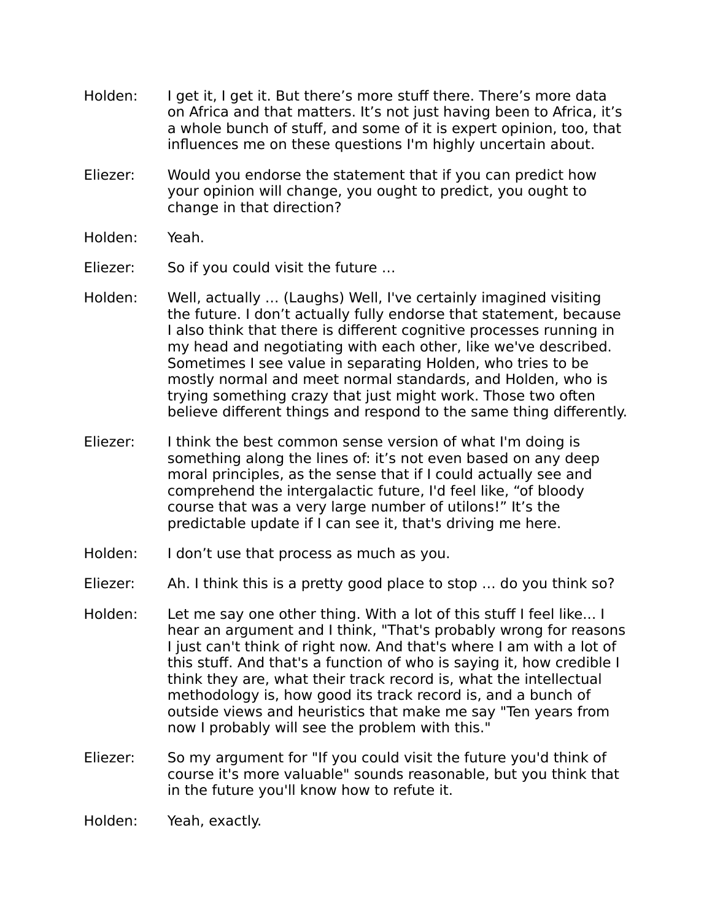Holden: I get it, I get it. But there's more stuff there. There's more data on Africa and that matters. It's not just having been to Africa, it's a whole bunch of stuff, and some of it is expert opinion, too, that influences me on these questions I'm highly uncertain about.

Eliezer: Would you endorse the statement that if you can predict how your opinion will change, you ought to predict, you ought to change in that direction?

Holden: Yeah.

Eliezer: So if you could visit the future …

Holden: Well, actually … (Laughs) Well, I've certainly imagined visiting the future. I don't actually fully endorse that statement, because I also think that there is different cognitive processes running in my head and negotiating with each other, like we've described. Sometimes I see value in separating Holden, who tries to be mostly normal and meet normal standards, and Holden, who is trying something crazy that just might work. Those two often believe different things and respond to the same thing differently.

Eliezer: I think the best common sense version of what I'm doing is something along the lines of: it's not even based on any deep moral principles, as the sense that if I could actually see and comprehend the intergalactic future, I'd feel like, "of bloody course that was a very large number of utilons!" It's the predictable update if I can see it, that's driving me here.

Holden: I don't use that process as much as you.

Eliezer: Ah. I think this is a pretty good place to stop … do you think so?

Holden: Let me say one other thing. With a lot of this stuff I feel like… I hear an argument and I think, "That's probably wrong for reasons I just can't think of right now. And that's where I am with a lot of this stuff. And that's a function of who is saying it, how credible I think they are, what their track record is, what the intellectual methodology is, how good its track record is, and a bunch of outside views and heuristics that make me say "Ten years from now I probably will see the problem with this."

Eliezer: So my argument for "If you could visit the future you'd think of course it's more valuable" sounds reasonable, but you think that in the future you'll know how to refute it.

Holden: Yeah, exactly.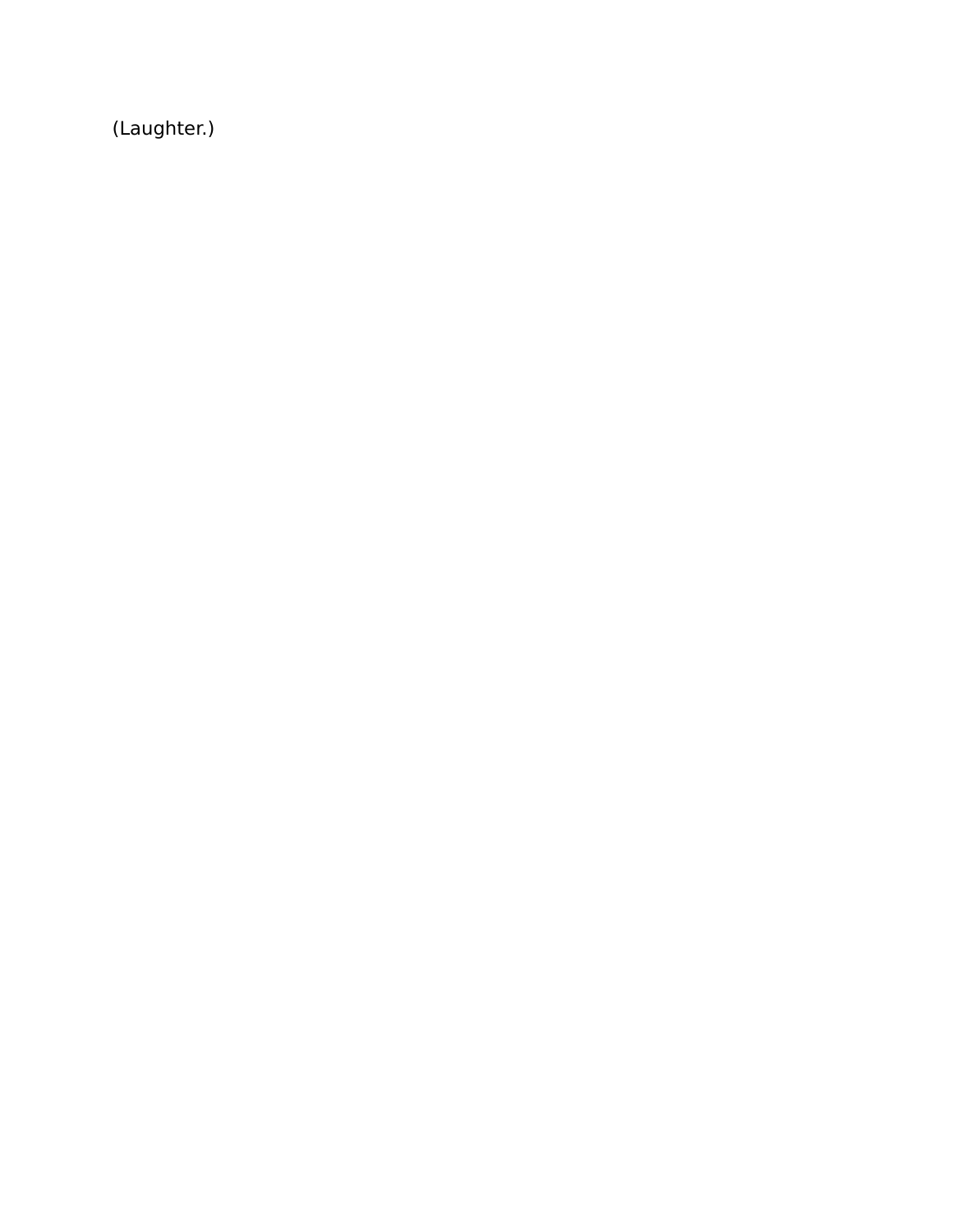(Laughter.)